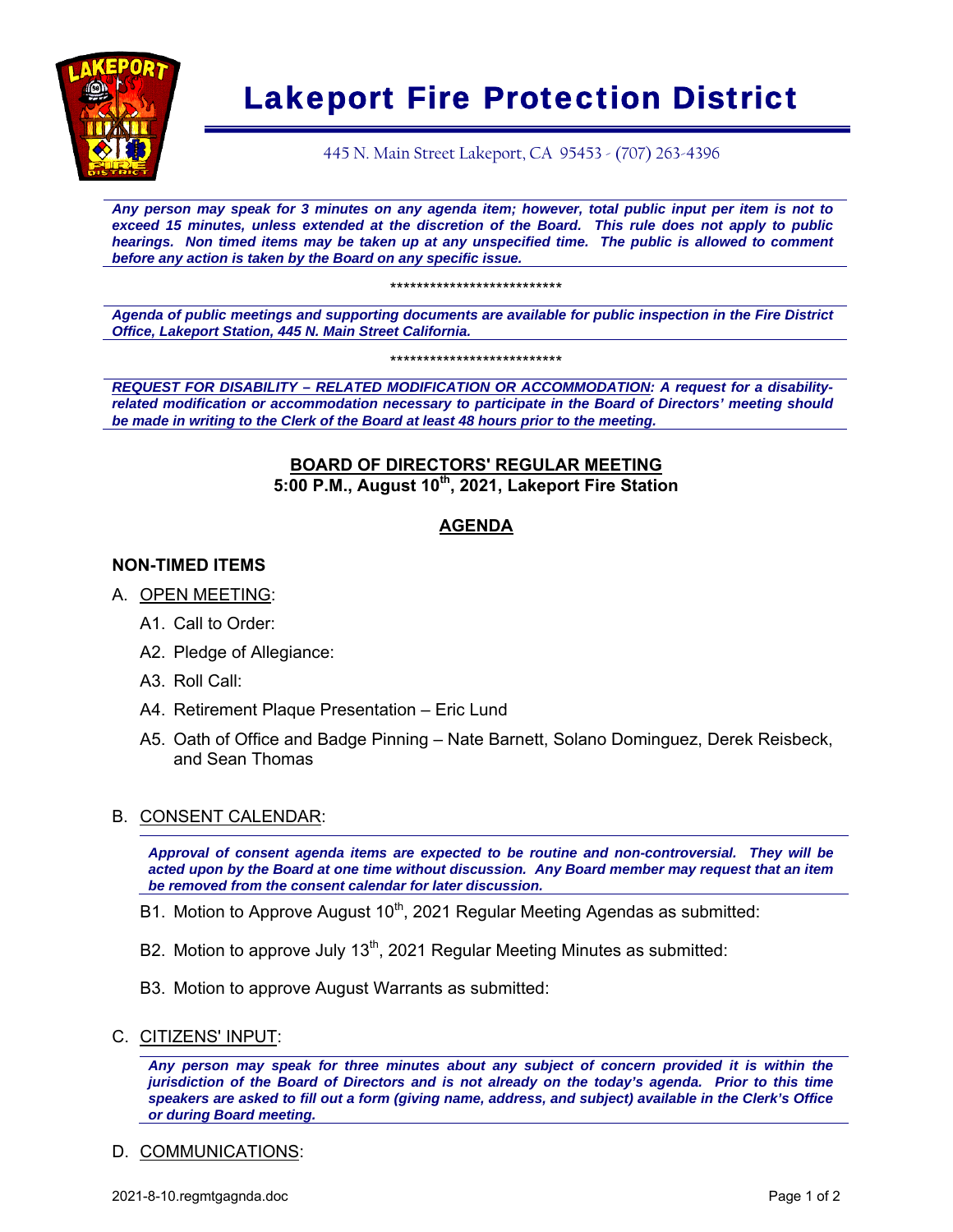# Lakeport Fire Protection District

445 N. Main Street Lakeport, CA 95453 - (707) 263-4396

***Any person may speak for 3 minutes on any agenda item; however, total public input per item is not to exceed 15 minutes, unless extended at the discretion of the Board. This rule does not apply to public hearings. Non timed items may be taken up at any unspecified time. The public is allowed to comment before any action is taken by the Board on any specific issue.***

**************************

***Agenda of public meetings and supporting documents are available for public inspection in the Fire District Office, Lakeport Station, 445 N. Main Street California.***

**************************

***REQUEST FOR DISABILITY – RELATED MODIFICATION OR ACCOMMODATION: A request for a disability-related modification or accommodation necessary to participate in the Board of Directors' meeting should be made in writing to the Clerk of the Board at least 48 hours prior to the meeting.***

## BOARD OF DIRECTORS' REGULAR MEETING

**5:00 P.M., August 10th, 2021, Lakeport Fire Station**

## AGENDA

### NON-TIMED ITEMS

A. OPEN MEETING:

- A1. Call to Order:
- A2. Pledge of Allegiance:
- A3. Roll Call:
- A4. Retirement Plaque Presentation – Eric Lund
- A5. Oath of Office and Badge Pinning – Nate Barnett, Solano Dominguez, Derek Reisbeck, and Sean Thomas

B. CONSENT CALENDAR:

***Approval of consent agenda items are expected to be routine and non-controversial. They will be acted upon by the Board at one time without discussion. Any Board member may request that an item be removed from the consent calendar for later discussion.***

- B1. Motion to Approve August 10th, 2021 Regular Meeting Agendas as submitted:
- B2. Motion to approve July 13th, 2021 Regular Meeting Minutes as submitted:
- B3. Motion to approve August Warrants as submitted:

C. CITIZENS' INPUT:

***Any person may speak for three minutes about any subject of concern provided it is within the jurisdiction of the Board of Directors and is not already on the today's agenda. Prior to this time speakers are asked to fill out a form (giving name, address, and subject) available in the Clerk's Office or during Board meeting.***

D. COMMUNICATIONS:

2021-8-10.regmtgagnda.doc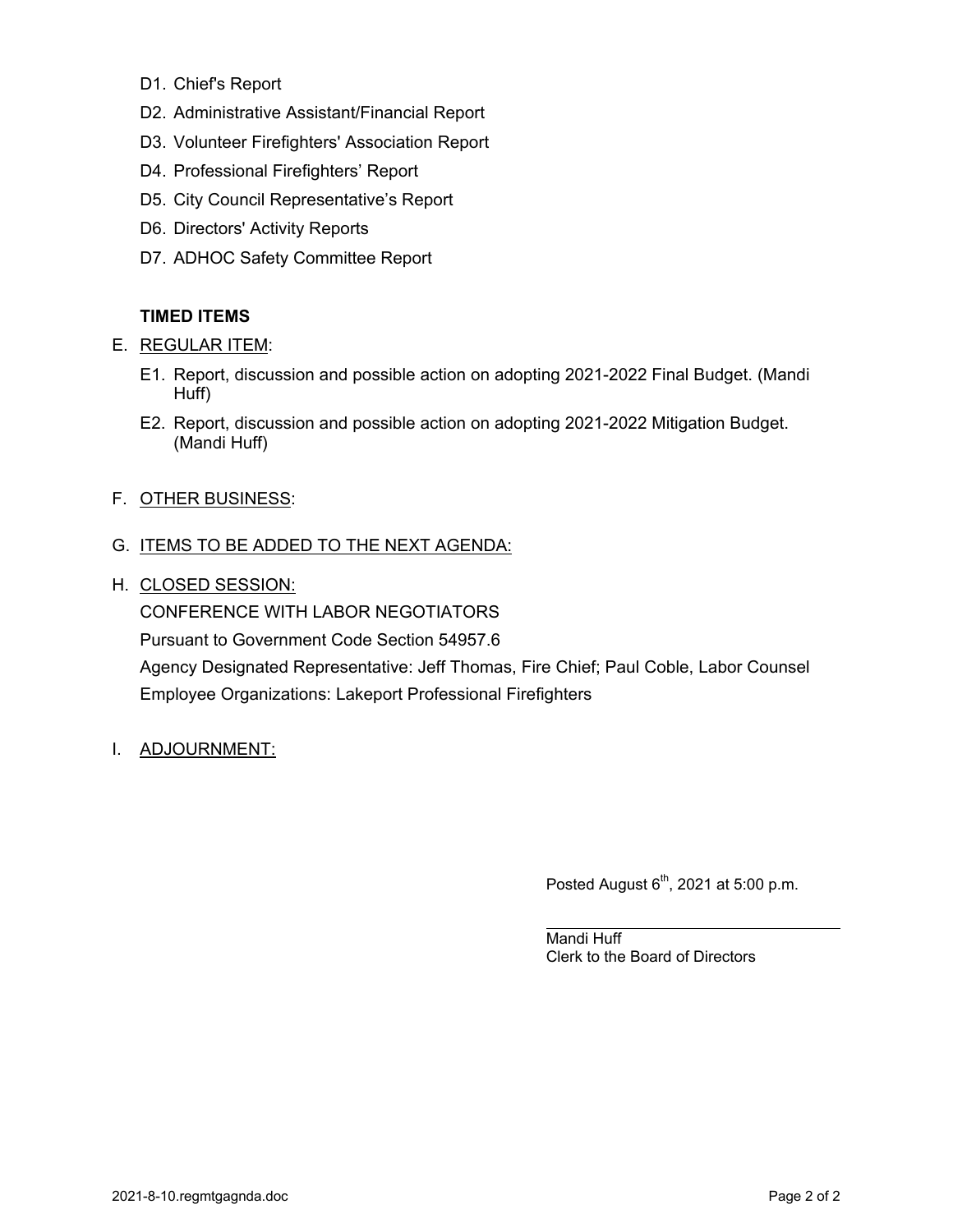- D1. Chief's Report
- D2. Administrative Assistant/Financial Report
- D3. Volunteer Firefighters' Association Report
- D4. Professional Firefighters' Report
- D5. City Council Representative's Report
- D6. Directors' Activity Reports
- D7. ADHOC Safety Committee Report

**TIMED ITEMS**

E. REGULAR ITEM:

- E1. Report, discussion and possible action on adopting 2021-2022 Final Budget. (Mandi Huff)
- E2. Report, discussion and possible action on adopting 2021-2022 Mitigation Budget. (Mandi Huff)

F. OTHER BUSINESS:

G. ITEMS TO BE ADDED TO THE NEXT AGENDA:

H. CLOSED SESSION:

CONFERENCE WITH LABOR NEGOTIATORS

Pursuant to Government Code Section 54957.6

Agency Designated Representative: Jeff Thomas, Fire Chief; Paul Coble, Labor Counsel

Employee Organizations: Lakeport Professional Firefighters

I. ADJOURNMENT:

Posted August 6th, 2021 at 5:00 p.m.

Mandi Huff
Clerk to the Board of Directors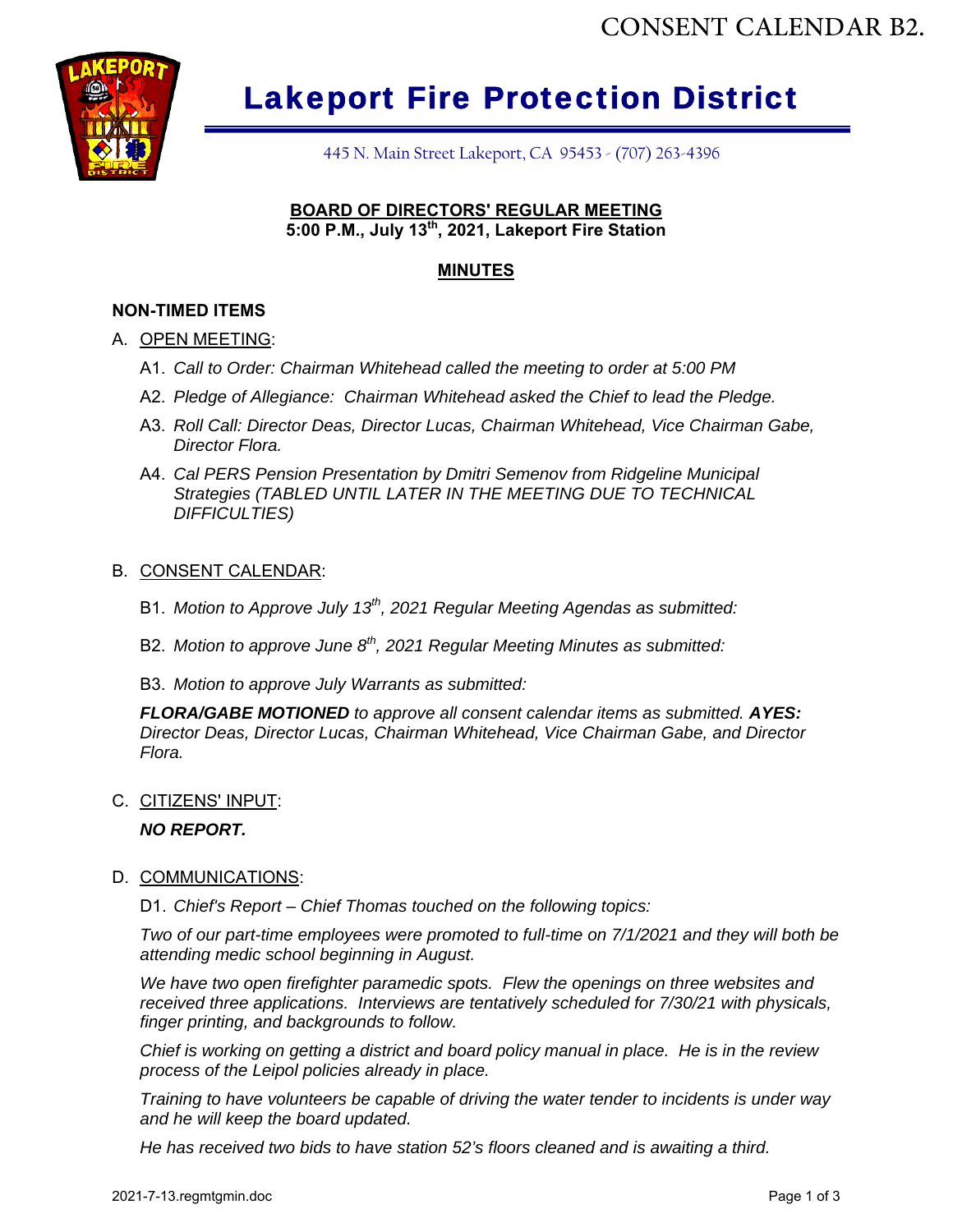CONSENT CALENDAR B2.

# Lakeport Fire Protection District

445 N. Main Street Lakeport, CA 95453 - (707) 263-4396

**BOARD OF DIRECTORS' REGULAR MEETING**
**5:00 P.M., July 13th, 2021, Lakeport Fire Station**

**MINUTES**

## NON-TIMED ITEMS

A. OPEN MEETING:

A1. *Call to Order: Chairman Whitehead called the meeting to order at 5:00 PM*

A2. *Pledge of Allegiance: Chairman Whitehead asked the Chief to lead the Pledge.*

A3. *Roll Call: Director Deas, Director Lucas, Chairman Whitehead, Vice Chairman Gabe, Director Flora.*

A4. *Cal PERS Pension Presentation by Dmitri Semenov from Ridgeline Municipal Strategies (TABLED UNTIL LATER IN THE MEETING DUE TO TECHNICAL DIFFICULTIES)*

B. CONSENT CALENDAR:

B1. *Motion to Approve July 13th, 2021 Regular Meeting Agendas as submitted:*

B2. *Motion to approve June 8th, 2021 Regular Meeting Minutes as submitted:*

B3. *Motion to approve July Warrants as submitted:*

***FLORA/GABE MOTIONED*** *to approve all consent calendar items as submitted.* ***AYES:*** *Director Deas, Director Lucas, Chairman Whitehead, Vice Chairman Gabe, and Director Flora.*

C. CITIZENS' INPUT:

***NO REPORT.***

D. COMMUNICATIONS:

D1. *Chief's Report – Chief Thomas touched on the following topics:*

*Two of our part-time employees were promoted to full-time on 7/1/2021 and they will both be attending medic school beginning in August.*

*We have two open firefighter paramedic spots. Flew the openings on three websites and received three applications. Interviews are tentatively scheduled for 7/30/21 with physicals, finger printing, and backgrounds to follow.*

*Chief is working on getting a district and board policy manual in place. He is in the review process of the Leipol policies already in place.*

*Training to have volunteers be capable of driving the water tender to incidents is under way and he will keep the board updated.*

*He has received two bids to have station 52's floors cleaned and is awaiting a third.*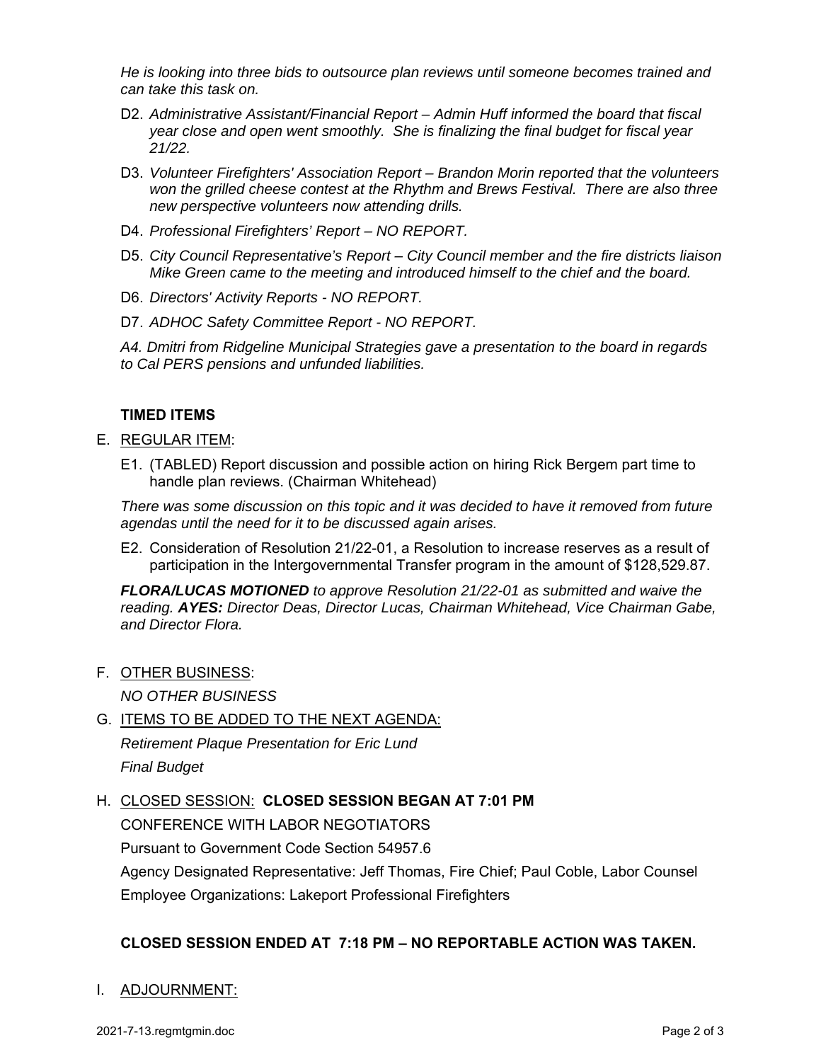*He is looking into three bids to outsource plan reviews until someone becomes trained and can take this task on.*

D2. *Administrative Assistant/Financial Report – Admin Huff informed the board that fiscal year close and open went smoothly. She is finalizing the final budget for fiscal year 21/22.*

D3. *Volunteer Firefighters' Association Report – Brandon Morin reported that the volunteers won the grilled cheese contest at the Rhythm and Brews Festival. There are also three new perspective volunteers now attending drills.*

D4. *Professional Firefighters' Report – NO REPORT.*

D5. *City Council Representative's Report – City Council member and the fire districts liaison Mike Green came to the meeting and introduced himself to the chief and the board.*

D6. *Directors' Activity Reports - NO REPORT.*

D7. *ADHOC Safety Committee Report - NO REPORT.*

*A4. Dmitri from Ridgeline Municipal Strategies gave a presentation to the board in regards to Cal PERS pensions and unfunded liabilities.*

**TIMED ITEMS**

E. REGULAR ITEM:

E1. (TABLED) Report discussion and possible action on hiring Rick Bergem part time to handle plan reviews. (Chairman Whitehead)

*There was some discussion on this topic and it was decided to have it removed from future agendas until the need for it to be discussed again arises.*

E2. Consideration of Resolution 21/22-01, a Resolution to increase reserves as a result of participation in the Intergovernmental Transfer program in the amount of $128,529.87.

***FLORA/LUCAS MOTIONED*** *to approve Resolution 21/22-01 as submitted and waive the reading.* ***AYES:*** *Director Deas, Director Lucas, Chairman Whitehead, Vice Chairman Gabe, and Director Flora.*

F. OTHER BUSINESS:

*NO OTHER BUSINESS*

G. ITEMS TO BE ADDED TO THE NEXT AGENDA:

*Retirement Plaque Presentation for Eric Lund*

*Final Budget*

H. CLOSED SESSION: **CLOSED SESSION BEGAN AT 7:01 PM**

CONFERENCE WITH LABOR NEGOTIATORS

Pursuant to Government Code Section 54957.6

Agency Designated Representative: Jeff Thomas, Fire Chief; Paul Coble, Labor Counsel

Employee Organizations: Lakeport Professional Firefighters

**CLOSED SESSION ENDED AT 7:18 PM – NO REPORTABLE ACTION WAS TAKEN.**

I. ADJOURNMENT: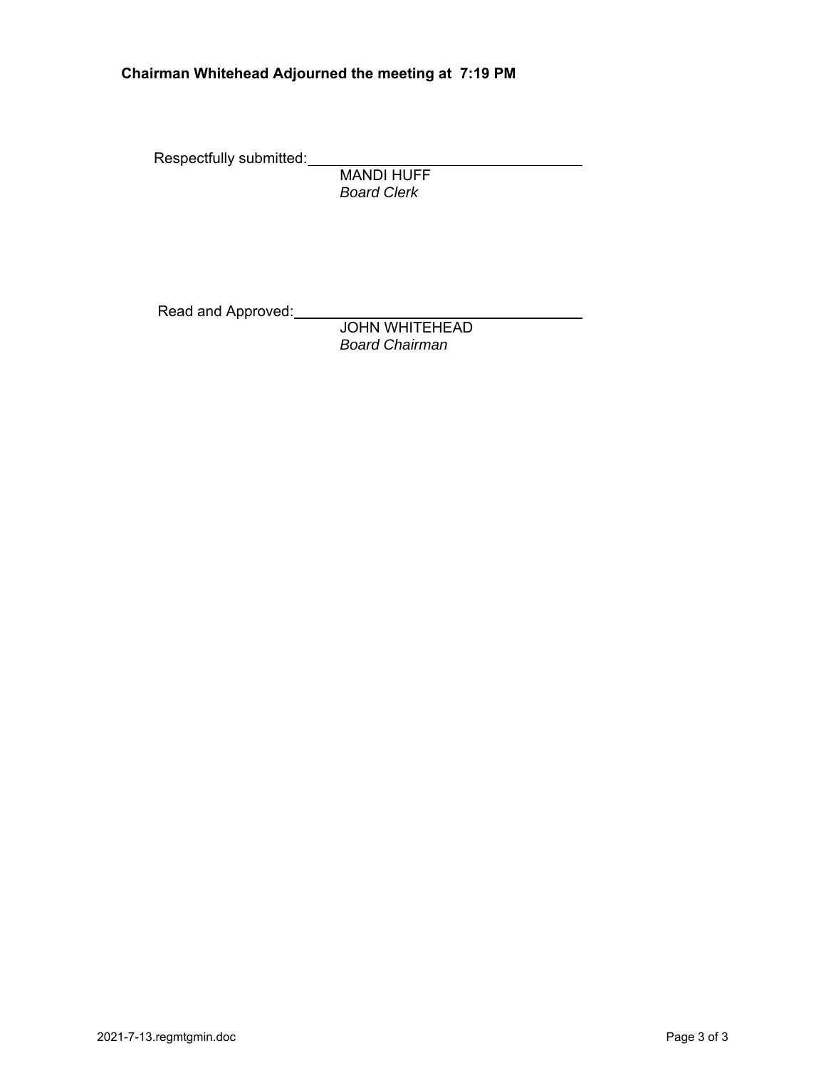**Chairman Whitehead Adjourned the meeting at 7:19 PM**

Respectfully submitted:\_\_\_\_\_\_\_\_\_\_\_\_\_\_\_\_\_\_\_\_\_\_\_\_\_\_\_\_\_\_\_\_\_\_

MANDI HUFF
*Board Clerk*

Read and Approved:\_\_\_\_\_\_\_\_\_\_\_\_\_\_\_\_\_\_\_\_\_\_\_\_\_\_\_\_\_\_\_\_\_\_

JOHN WHITEHEAD
*Board Chairman*

2021-7-13.regmtgmin.doc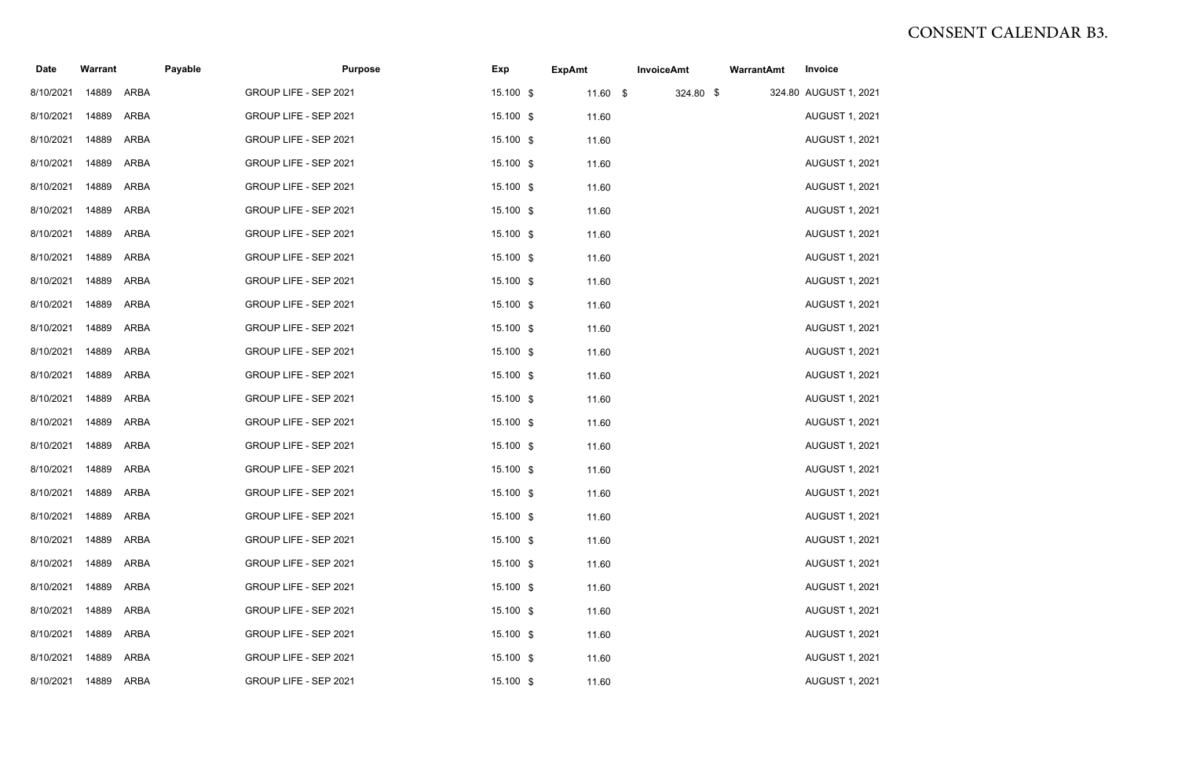| Date | Warrant | Payable | Purpose | Exp | ExpAmt | InvoiceAmt | WarrantAmt | Invoice |
|---|---|---|---|---|---|---|---|---|
| 8/10/2021 | 14889 | ARBA | GROUP LIFE - SEP 2021 | 15.100 | $ 11.60 | $ 324.80 | $ 324.80 | AUGUST 1, 2021 |
| 8/10/2021 | 14889 | ARBA | GROUP LIFE - SEP 2021 | 15.100 | $ 11.60 | | | AUGUST 1, 2021 |
| 8/10/2021 | 14889 | ARBA | GROUP LIFE - SEP 2021 | 15.100 | $ 11.60 | | | AUGUST 1, 2021 |
| 8/10/2021 | 14889 | ARBA | GROUP LIFE - SEP 2021 | 15.100 | $ 11.60 | | | AUGUST 1, 2021 |
| 8/10/2021 | 14889 | ARBA | GROUP LIFE - SEP 2021 | 15.100 | $ 11.60 | | | AUGUST 1, 2021 |
| 8/10/2021 | 14889 | ARBA | GROUP LIFE - SEP 2021 | 15.100 | $ 11.60 | | | AUGUST 1, 2021 |
| 8/10/2021 | 14889 | ARBA | GROUP LIFE - SEP 2021 | 15.100 | $ 11.60 | | | AUGUST 1, 2021 |
| 8/10/2021 | 14889 | ARBA | GROUP LIFE - SEP 2021 | 15.100 | $ 11.60 | | | AUGUST 1, 2021 |
| 8/10/2021 | 14889 | ARBA | GROUP LIFE - SEP 2021 | 15.100 | $ 11.60 | | | AUGUST 1, 2021 |
| 8/10/2021 | 14889 | ARBA | GROUP LIFE - SEP 2021 | 15.100 | $ 11.60 | | | AUGUST 1, 2021 |
| 8/10/2021 | 14889 | ARBA | GROUP LIFE - SEP 2021 | 15.100 | $ 11.60 | | | AUGUST 1, 2021 |
| 8/10/2021 | 14889 | ARBA | GROUP LIFE - SEP 2021 | 15.100 | $ 11.60 | | | AUGUST 1, 2021 |
| 8/10/2021 | 14889 | ARBA | GROUP LIFE - SEP 2021 | 15.100 | $ 11.60 | | | AUGUST 1, 2021 |
| 8/10/2021 | 14889 | ARBA | GROUP LIFE - SEP 2021 | 15.100 | $ 11.60 | | | AUGUST 1, 2021 |
| 8/10/2021 | 14889 | ARBA | GROUP LIFE - SEP 2021 | 15.100 | $ 11.60 | | | AUGUST 1, 2021 |
| 8/10/2021 | 14889 | ARBA | GROUP LIFE - SEP 2021 | 15.100 | $ 11.60 | | | AUGUST 1, 2021 |
| 8/10/2021 | 14889 | ARBA | GROUP LIFE - SEP 2021 | 15.100 | $ 11.60 | | | AUGUST 1, 2021 |
| 8/10/2021 | 14889 | ARBA | GROUP LIFE - SEP 2021 | 15.100 | $ 11.60 | | | AUGUST 1, 2021 |
| 8/10/2021 | 14889 | ARBA | GROUP LIFE - SEP 2021 | 15.100 | $ 11.60 | | | AUGUST 1, 2021 |
| 8/10/2021 | 14889 | ARBA | GROUP LIFE - SEP 2021 | 15.100 | $ 11.60 | | | AUGUST 1, 2021 |
| 8/10/2021 | 14889 | ARBA | GROUP LIFE - SEP 2021 | 15.100 | $ 11.60 | | | AUGUST 1, 2021 |
| 8/10/2021 | 14889 | ARBA | GROUP LIFE - SEP 2021 | 15.100 | $ 11.60 | | | AUGUST 1, 2021 |
| 8/10/2021 | 14889 | ARBA | GROUP LIFE - SEP 2021 | 15.100 | $ 11.60 | | | AUGUST 1, 2021 |
| 8/10/2021 | 14889 | ARBA | GROUP LIFE - SEP 2021 | 15.100 | $ 11.60 | | | AUGUST 1, 2021 |
| 8/10/2021 | 14889 | ARBA | GROUP LIFE - SEP 2021 | 15.100 | $ 11.60 | | | AUGUST 1, 2021 |
| 8/10/2021 | 14889 | ARBA | GROUP LIFE - SEP 2021 | 15.100 | $ 11.60 | | | AUGUST 1, 2021 |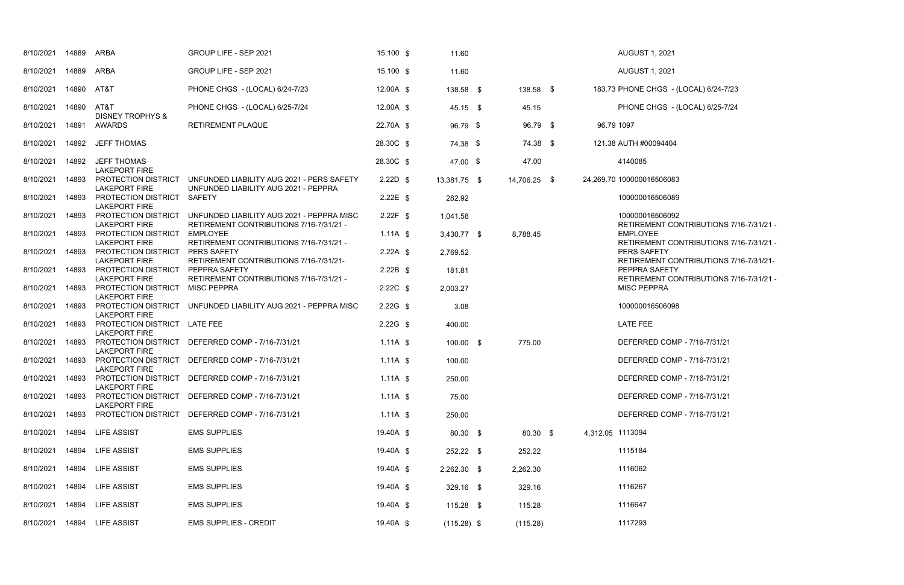| | | | | | | | | | | |
|---|---|---|---|---|---|---|---|---|---|---|
| 8/10/2021 | 14889 | ARBA | GROUP LIFE - SEP 2021 | 15.100 | $ | 11.60 | | | | AUGUST 1, 2021 |
| 8/10/2021 | 14889 | ARBA | GROUP LIFE - SEP 2021 | 15.100 | $ | 11.60 | | | | AUGUST 1, 2021 |
| 8/10/2021 | 14890 | AT&T | PHONE CHGS - (LOCAL) 6/24-7/23 | 12.00A | $ | 138.58 | $ | 138.58 | $ | 183.73 PHONE CHGS - (LOCAL) 6/24-7/23 |
| 8/10/2021 | 14890 | AT&T | PHONE CHGS - (LOCAL) 6/25-7/24 | 12.00A | $ | 45.15 | $ | 45.15 | | PHONE CHGS - (LOCAL) 6/25-7/24 |
| 8/10/2021 | 14891 | DISNEY TROPHYS & AWARDS | RETIREMENT PLAQUE | 22.70A | $ | 96.79 | $ | 96.79 | $ | 96.79 1097 |
| 8/10/2021 | 14892 | JEFF THOMAS | | 28.30C | $ | 74.38 | $ | 74.38 | $ | 121.38 AUTH #00094404 |
| 8/10/2021 | 14892 | JEFF THOMAS | | 28.30C | $ | 47.00 | $ | 47.00 | | 4140085 |
| 8/10/2021 | 14893 | LAKEPORT FIRE PROTECTION DISTRICT | UNFUNDED LIABILITY AUG 2021 - PERS SAFETY | 2.22D | $ | 13,381.75 | $ | 14,706.25 | $ | 24,269.70 100000016506083 |
| 8/10/2021 | 14893 | LAKEPORT FIRE PROTECTION DISTRICT | UNFUNDED LIABILITY AUG 2021 - PEPPRA SAFETY | 2.22E | $ | 282.92 | | | | 100000016506089 |
| 8/10/2021 | 14893 | LAKEPORT FIRE PROTECTION DISTRICT | UNFUNDED LIABILITY AUG 2021 - PEPPRA MISC | 2.22F | $ | 1,041.58 | | | | 100000016506092 |
| 8/10/2021 | 14893 | LAKEPORT FIRE PROTECTION DISTRICT | RETIREMENT CONTRIBUTIONS 7/16-7/31/21 - EMPLOYEE | 1.11A | $ | 3,430.77 | $ | 8,788.45 | | RETIREMENT CONTRIBUTIONS 7/16-7/31/21 - EMPLOYEE |
| 8/10/2021 | 14893 | LAKEPORT FIRE PROTECTION DISTRICT | RETIREMENT CONTRIBUTIONS 7/16-7/31/21 - PERS SAFETY | 2.22A | $ | 2,769.52 | | | | RETIREMENT CONTRIBUTIONS 7/16-7/31/21 - PERS SAFETY |
| 8/10/2021 | 14893 | LAKEPORT FIRE PROTECTION DISTRICT | RETIREMENT CONTRIBUTIONS 7/16-7/31/21- PEPPRA SAFETY | 2.22B | $ | 181.81 | | | | RETIREMENT CONTRIBUTIONS 7/16-7/31/21- PEPPRA SAFETY |
| 8/10/2021 | 14893 | LAKEPORT FIRE PROTECTION DISTRICT | RETIREMENT CONTRIBUTIONS 7/16-7/31/21 - MISC PEPPRA | 2.22C | $ | 2,003.27 | | | | RETIREMENT CONTRIBUTIONS 7/16-7/31/21 - MISC PEPPRA |
| 8/10/2021 | 14893 | LAKEPORT FIRE PROTECTION DISTRICT | UNFUNDED LIABILITY AUG 2021 - PEPPRA MISC | 2.22G | $ | 3.08 | | | | 100000016506098 |
| 8/10/2021 | 14893 | LAKEPORT FIRE PROTECTION DISTRICT | LATE FEE | 2.22G | $ | 400.00 | | | | LATE FEE |
| 8/10/2021 | 14893 | LAKEPORT FIRE PROTECTION DISTRICT | DEFERRED COMP - 7/16-7/31/21 | 1.11A | $ | 100.00 | $ | 775.00 | | DEFERRED COMP - 7/16-7/31/21 |
| 8/10/2021 | 14893 | LAKEPORT FIRE PROTECTION DISTRICT | DEFERRED COMP - 7/16-7/31/21 | 1.11A | $ | 100.00 | | | | DEFERRED COMP - 7/16-7/31/21 |
| 8/10/2021 | 14893 | LAKEPORT FIRE PROTECTION DISTRICT | DEFERRED COMP - 7/16-7/31/21 | 1.11A | $ | 250.00 | | | | DEFERRED COMP - 7/16-7/31/21 |
| 8/10/2021 | 14893 | LAKEPORT FIRE PROTECTION DISTRICT | DEFERRED COMP - 7/16-7/31/21 | 1.11A | $ | 75.00 | | | | DEFERRED COMP - 7/16-7/31/21 |
| 8/10/2021 | 14893 | LAKEPORT FIRE PROTECTION DISTRICT | DEFERRED COMP - 7/16-7/31/21 | 1.11A | $ | 250.00 | | | | DEFERRED COMP - 7/16-7/31/21 |
| 8/10/2021 | 14894 | LIFE ASSIST | EMS SUPPLIES | 19.40A | $ | 80.30 | $ | 80.30 | $ | 4,312.05 1113094 |
| 8/10/2021 | 14894 | LIFE ASSIST | EMS SUPPLIES | 19.40A | $ | 252.22 | $ | 252.22 | | 1115184 |
| 8/10/2021 | 14894 | LIFE ASSIST | EMS SUPPLIES | 19.40A | $ | 2,262.30 | $ | 2,262.30 | | 1116062 |
| 8/10/2021 | 14894 | LIFE ASSIST | EMS SUPPLIES | 19.40A | $ | 329.16 | $ | 329.16 | | 1116267 |
| 8/10/2021 | 14894 | LIFE ASSIST | EMS SUPPLIES | 19.40A | $ | 115.28 | $ | 115.28 | | 1116647 |
| 8/10/2021 | 14894 | LIFE ASSIST | EMS SUPPLIES - CREDIT | 19.40A | $ | (115.28) | $ | (115.28) | | 1117293 |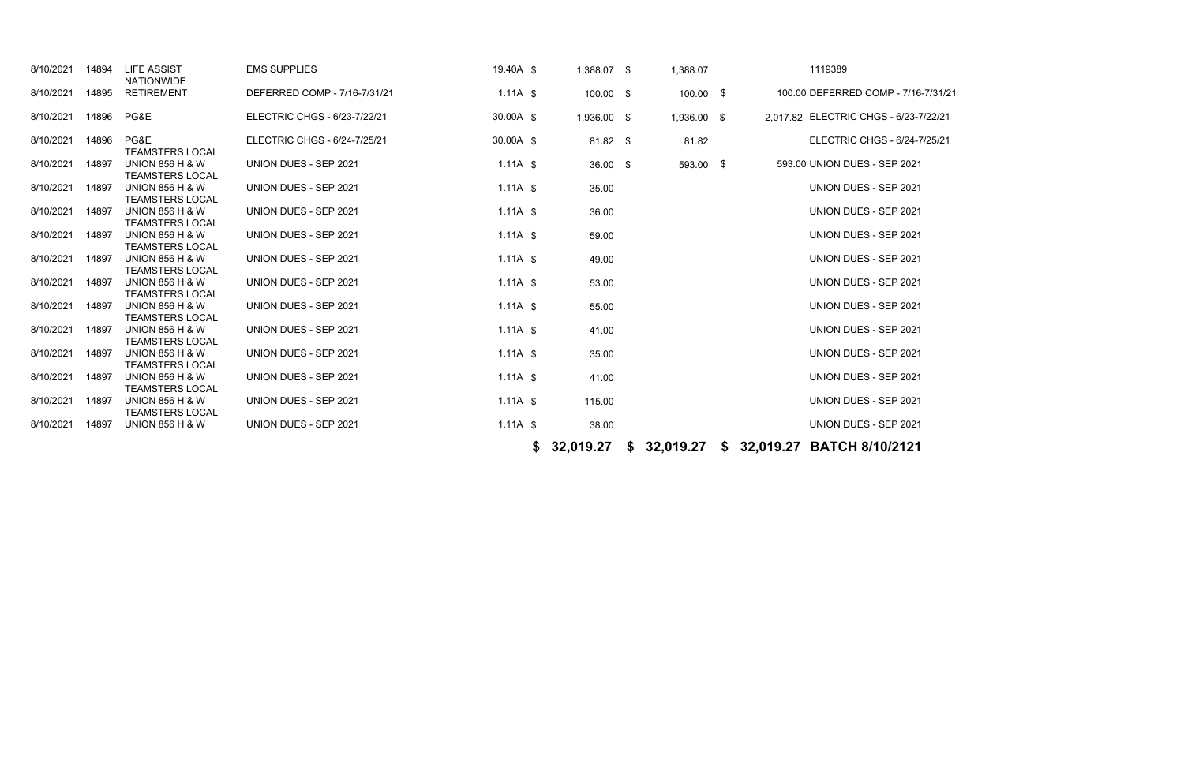| | | | | | | | | |
|---|---|---|---|---|---|---|---|---|
| 8/10/2021 | 14894 | LIFE ASSIST | EMS SUPPLIES | 19.40A | $ 1,388.07 | $ 1,388.07 | | 1119389 |
| 8/10/2021 | 14895 | NATIONWIDE RETIREMENT | DEFERRED COMP - 7/16-7/31/21 | 1.11A | $ 100.00 | $ 100.00 | $ 100.00 | DEFERRED COMP - 7/16-7/31/21 |
| 8/10/2021 | 14896 | PG&E | ELECTRIC CHGS - 6/23-7/22/21 | 30.00A | $ 1,936.00 | $ 1,936.00 | $ 2,017.82 | ELECTRIC CHGS - 6/23-7/22/21 |
| 8/10/2021 | 14896 | PG&E | ELECTRIC CHGS - 6/24-7/25/21 | 30.00A | $ 81.82 | $ 81.82 | | ELECTRIC CHGS - 6/24-7/25/21 |
| 8/10/2021 | 14897 | TEAMSTERS LOCAL UNION 856 H & W | UNION DUES - SEP 2021 | 1.11A | $ 36.00 | $ 593.00 | $ 593.00 | UNION DUES - SEP 2021 |
| 8/10/2021 | 14897 | TEAMSTERS LOCAL UNION 856 H & W | UNION DUES - SEP 2021 | 1.11A | $ 35.00 | | | UNION DUES - SEP 2021 |
| 8/10/2021 | 14897 | TEAMSTERS LOCAL UNION 856 H & W | UNION DUES - SEP 2021 | 1.11A | $ 36.00 | | | UNION DUES - SEP 2021 |
| 8/10/2021 | 14897 | TEAMSTERS LOCAL UNION 856 H & W | UNION DUES - SEP 2021 | 1.11A | $ 59.00 | | | UNION DUES - SEP 2021 |
| 8/10/2021 | 14897 | TEAMSTERS LOCAL UNION 856 H & W | UNION DUES - SEP 2021 | 1.11A | $ 49.00 | | | UNION DUES - SEP 2021 |
| 8/10/2021 | 14897 | TEAMSTERS LOCAL UNION 856 H & W | UNION DUES - SEP 2021 | 1.11A | $ 53.00 | | | UNION DUES - SEP 2021 |
| 8/10/2021 | 14897 | TEAMSTERS LOCAL UNION 856 H & W | UNION DUES - SEP 2021 | 1.11A | $ 55.00 | | | UNION DUES - SEP 2021 |
| 8/10/2021 | 14897 | TEAMSTERS LOCAL UNION 856 H & W | UNION DUES - SEP 2021 | 1.11A | $ 41.00 | | | UNION DUES - SEP 2021 |
| 8/10/2021 | 14897 | TEAMSTERS LOCAL UNION 856 H & W | UNION DUES - SEP 2021 | 1.11A | $ 35.00 | | | UNION DUES - SEP 2021 |
| 8/10/2021 | 14897 | TEAMSTERS LOCAL UNION 856 H & W | UNION DUES - SEP 2021 | 1.11A | $ 41.00 | | | UNION DUES - SEP 2021 |
| 8/10/2021 | 14897 | TEAMSTERS LOCAL UNION 856 H & W | UNION DUES - SEP 2021 | 1.11A | $ 115.00 | | | UNION DUES - SEP 2021 |
| 8/10/2021 | 14897 | TEAMSTERS LOCAL UNION 856 H & W | UNION DUES - SEP 2021 | 1.11A | $ 38.00 | | | UNION DUES - SEP 2021 |
| | | | | | **$ 32,019.27** | **$ 32,019.27** | **$ 32,019.27** | **BATCH 8/10/2121** |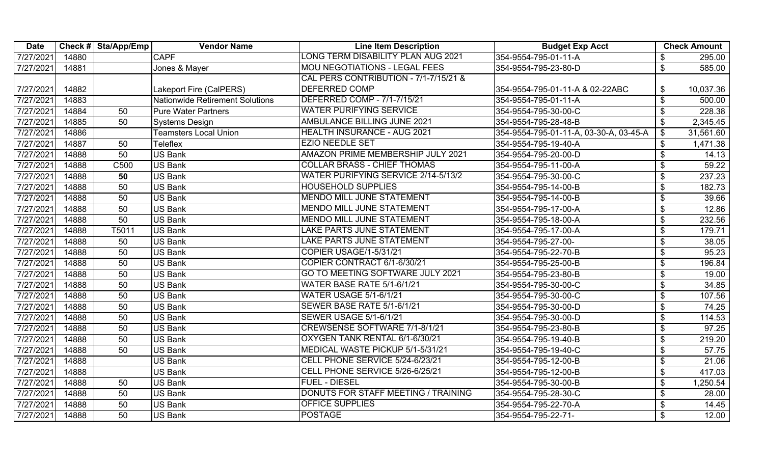| Date | Check # | Sta/App/Emp | Vendor Name | Line Item Description | Budget Exp Acct | Check Amount |
|---|---|---|---|---|---|---|
| 7/27/2021 | 14880 | | CAPF | LONG TERM DISABILITY PLAN AUG 2021 | 354-9554-795-01-11-A | $ 295.00 |
| 7/27/2021 | 14881 | | Jones & Mayer | MOU NEGOTIATIONS - LEGAL FEES | 354-9554-795-23-80-D | $ 585.00 |
| 7/27/2021 | 14882 | | Lakeport Fire (CalPERS) | CAL PERS CONTRIBUTION - 7/1-7/15/21 & DEFERRED COMP | 354-9554-795-01-11-A & 02-22ABC | $ 10,037.36 |
| 7/27/2021 | 14883 | | Nationwide Retirement Solutions | DEFERRED COMP - 7/1-7/15/21 | 354-9554-795-01-11-A | $ 500.00 |
| 7/27/2021 | 14884 | 50 | Pure Water Partners | WATER PURIFYING SERVICE | 354-9554-795-30-00-C | $ 228.38 |
| 7/27/2021 | 14885 | 50 | Systems Design | AMBULANCE BILLING JUNE 2021 | 354-9554-795-28-48-B | $ 2,345.45 |
| 7/27/2021 | 14886 | | Teamsters Local Union | HEALTH INSURANCE - AUG 2021 | 354-9554-795-01-11-A, 03-30-A, 03-45-A | $ 31,561.60 |
| 7/27/2021 | 14887 | 50 | Teleflex | EZIO NEEDLE SET | 354-9554-795-19-40-A | $ 1,471.38 |
| 7/27/2021 | 14888 | 50 | US Bank | AMAZON PRIME MEMBERSHIP JULY 2021 | 354-9554-795-20-00-D | $ 14.13 |
| 7/27/2021 | 14888 | C500 | US Bank | COLLAR BRASS - CHIEF THOMAS | 354-9554-795-11-00-A | $ 59.22 |
| 7/27/2021 | 14888 | **50** | US Bank | WATER PURIFYING SERVICE 2/14-5/13/2 | 354-9554-795-30-00-C | $ 237.23 |
| 7/27/2021 | 14888 | 50 | US Bank | HOUSEHOLD SUPPLIES | 354-9554-795-14-00-B | $ 182.73 |
| 7/27/2021 | 14888 | 50 | US Bank | MENDO MILL JUNE STATEMENT | 354-9554-795-14-00-B | $ 39.66 |
| 7/27/2021 | 14888 | 50 | US Bank | MENDO MILL JUNE STATEMENT | 354-9554-795-17-00-A | $ 12.86 |
| 7/27/2021 | 14888 | 50 | US Bank | MENDO MILL JUNE STATEMENT | 354-9554-795-18-00-A | $ 232.56 |
| 7/27/2021 | 14888 | T5011 | US Bank | LAKE PARTS JUNE STATEMENT | 354-9554-795-17-00-A | $ 179.71 |
| 7/27/2021 | 14888 | 50 | US Bank | LAKE PARTS JUNE STATEMENT | 354-9554-795-27-00- | $ 38.05 |
| 7/27/2021 | 14888 | 50 | US Bank | COPIER USAGE/1-5/31/21 | 354-9554-795-22-70-B | $ 95.23 |
| 7/27/2021 | 14888 | 50 | US Bank | COPIER CONTRACT 6/1-6/30/21 | 354-9554-795-25-00-B | $ 196.84 |
| 7/27/2021 | 14888 | 50 | US Bank | GO TO MEETING SOFTWARE JULY 2021 | 354-9554-795-23-80-B | $ 19.00 |
| 7/27/2021 | 14888 | 50 | US Bank | WATER BASE RATE 5/1-6/1/21 | 354-9554-795-30-00-C | $ 34.85 |
| 7/27/2021 | 14888 | 50 | US Bank | WATER USAGE 5/1-6/1/21 | 354-9554-795-30-00-C | $ 107.56 |
| 7/27/2021 | 14888 | 50 | US Bank | SEWER BASE RATE 5/1-6/1/21 | 354-9554-795-30-00-D | $ 74.25 |
| 7/27/2021 | 14888 | 50 | US Bank | SEWER USAGE 5/1-6/1/21 | 354-9554-795-30-00-D | $ 114.53 |
| 7/27/2021 | 14888 | 50 | US Bank | CREWSENSE SOFTWARE 7/1-8/1/21 | 354-9554-795-23-80-B | $ 97.25 |
| 7/27/2021 | 14888 | 50 | US Bank | OXYGEN TANK RENTAL 6/1-6/30/21 | 354-9554-795-19-40-B | $ 219.20 |
| 7/27/2021 | 14888 | 50 | US Bank | MEDICAL WASTE PICKUP 5/1-5/31/21 | 354-9554-795-19-40-C | $ 57.75 |
| 7/27/2021 | 14888 | | US Bank | CELL PHONE SERVICE 5/24-6/23/21 | 354-9554-795-12-00-B | $ 21.06 |
| 7/27/2021 | 14888 | | US Bank | CELL PHONE SERVICE 5/26-6/25/21 | 354-9554-795-12-00-B | $ 417.03 |
| 7/27/2021 | 14888 | 50 | US Bank | FUEL - DIESEL | 354-9554-795-30-00-B | $ 1,250.54 |
| 7/27/2021 | 14888 | 50 | US Bank | DONUTS FOR STAFF MEETING / TRAINING | 354-9554-795-28-30-C | $ 28.00 |
| 7/27/2021 | 14888 | 50 | US Bank | OFFICE SUPPLIES | 354-9554-795-22-70-A | $ 14.45 |
| 7/27/2021 | 14888 | 50 | US Bank | POSTAGE | 354-9554-795-22-71- | $ 12.00 |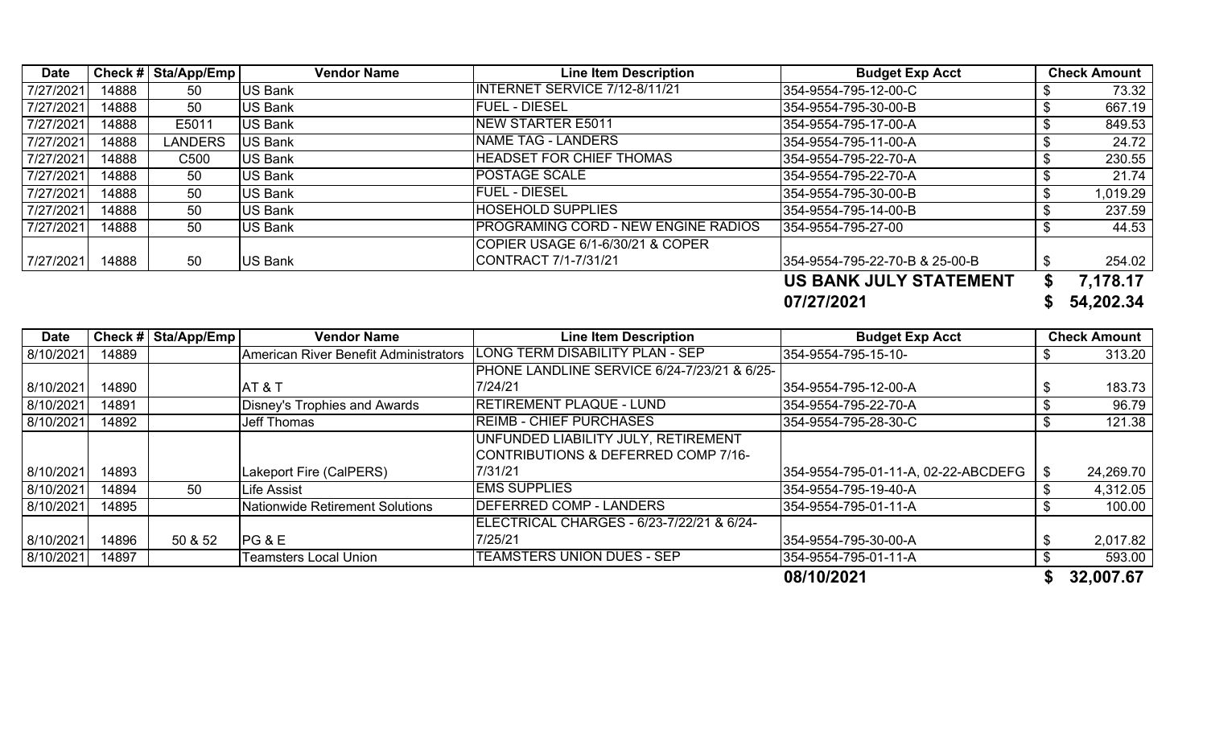| Date | Check # | Sta/App/Emp | Vendor Name | Line Item Description | Budget Exp Acct | Check Amount |
|---|---|---|---|---|---|---|
| 7/27/2021 | 14888 | 50 | US Bank | INTERNET SERVICE 7/12-8/11/21 | 354-9554-795-12-00-C | $ 73.32 |
| 7/27/2021 | 14888 | 50 | US Bank | FUEL - DIESEL | 354-9554-795-30-00-B | $ 667.19 |
| 7/27/2021 | 14888 | E5011 | US Bank | NEW STARTER E5011 | 354-9554-795-17-00-A | $ 849.53 |
| 7/27/2021 | 14888 | LANDERS | US Bank | NAME TAG - LANDERS | 354-9554-795-11-00-A | $ 24.72 |
| 7/27/2021 | 14888 | C500 | US Bank | HEADSET FOR CHIEF THOMAS | 354-9554-795-22-70-A | $ 230.55 |
| 7/27/2021 | 14888 | 50 | US Bank | POSTAGE SCALE | 354-9554-795-22-70-A | $ 21.74 |
| 7/27/2021 | 14888 | 50 | US Bank | FUEL - DIESEL | 354-9554-795-30-00-B | $ 1,019.29 |
| 7/27/2021 | 14888 | 50 | US Bank | HOSEHOLD SUPPLIES | 354-9554-795-14-00-B | $ 237.59 |
| 7/27/2021 | 14888 | 50 | US Bank | PROGRAMING CORD - NEW ENGINE RADIOS | 354-9554-795-27-00 | $ 44.53 |
| 7/27/2021 | 14888 | 50 | US Bank | COPIER USAGE 6/1-6/30/21 & COPER CONTRACT 7/1-7/31/21 | 354-9554-795-22-70-B & 25-00-B | $ 254.02 |
| | | | | | **US BANK JULY STATEMENT** | **$ 7,178.17** |
| | | | | | **07/27/2021** | **$ 54,202.34** |

| Date | Check # | Sta/App/Emp | Vendor Name | Line Item Description | Budget Exp Acct | Check Amount |
|---|---|---|---|---|---|---|
| 8/10/2021 | 14889 | | American River Benefit Administrators | LONG TERM DISABILITY PLAN - SEP | 354-9554-795-15-10- | $ 313.20 |
| 8/10/2021 | 14890 | | AT & T | PHONE LANDLINE SERVICE 6/24-7/23/21 & 6/25-7/24/21 | 354-9554-795-12-00-A | $ 183.73 |
| 8/10/2021 | 14891 | | Disney's Trophies and Awards | RETIREMENT PLAQUE - LUND | 354-9554-795-22-70-A | $ 96.79 |
| 8/10/2021 | 14892 | | Jeff Thomas | REIMB - CHIEF PURCHASES | 354-9554-795-28-30-C | $ 121.38 |
| 8/10/2021 | 14893 | | Lakeport Fire (CalPERS) | UNFUNDED LIABILITY JULY, RETIREMENT CONTRIBUTIONS & DEFERRED COMP 7/16-7/31/21 | 354-9554-795-01-11-A, 02-22-ABCDEFG | $ 24,269.70 |
| 8/10/2021 | 14894 | 50 | Life Assist | EMS SUPPLIES | 354-9554-795-19-40-A | $ 4,312.05 |
| 8/10/2021 | 14895 | | Nationwide Retirement Solutions | DEFERRED COMP - LANDERS | 354-9554-795-01-11-A | $ 100.00 |
| 8/10/2021 | 14896 | 50 & 52 | PG & E | ELECTRICAL CHARGES - 6/23-7/22/21 & 6/24-7/25/21 | 354-9554-795-30-00-A | $ 2,017.82 |
| 8/10/2021 | 14897 | | Teamsters Local Union | TEAMSTERS UNION DUES - SEP | 354-9554-795-01-11-A | $ 593.00 |
| | | | | | **08/10/2021** | **$ 32,007.67** |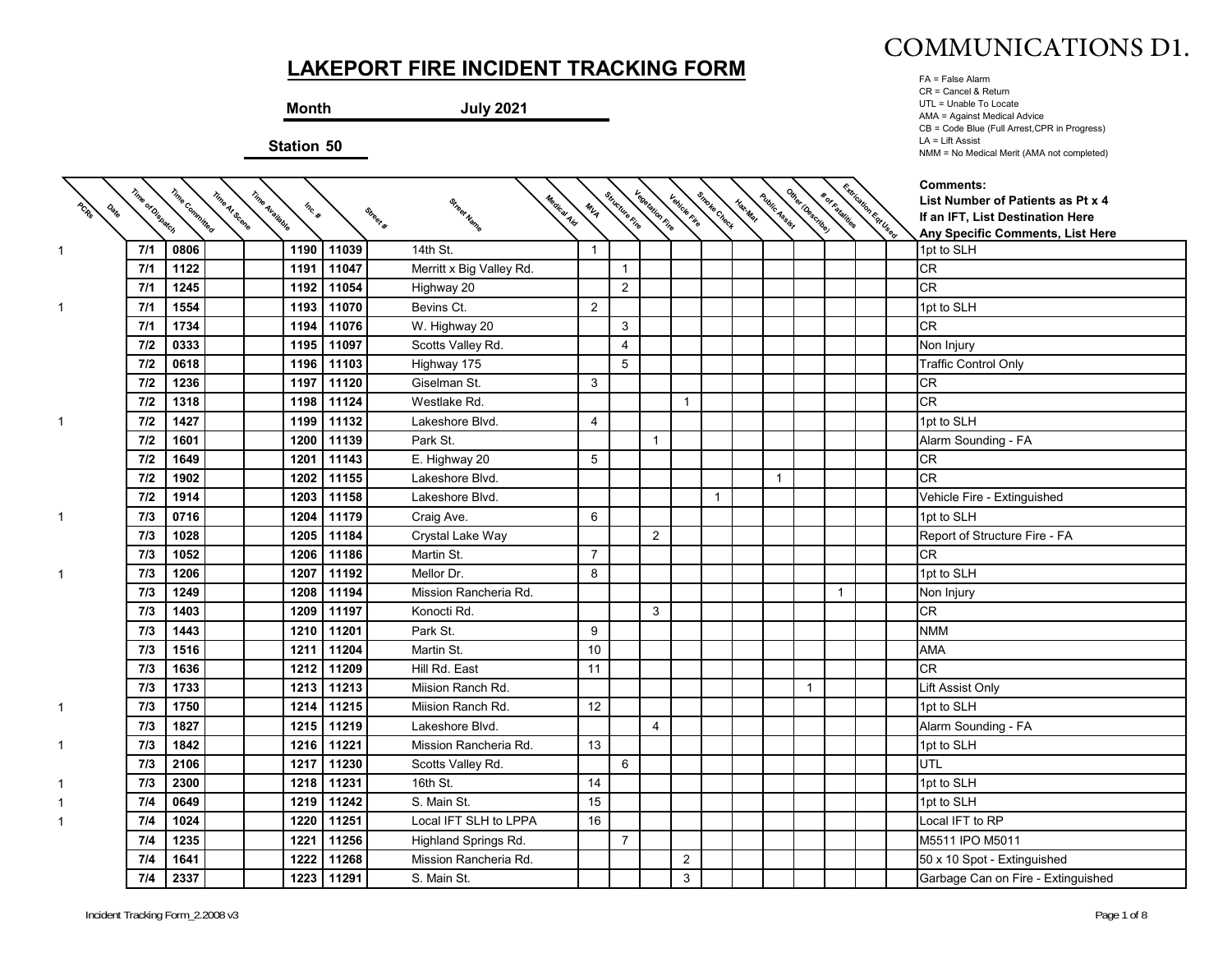# COMMUNICATIONS D1.

## LAKEPORT FIRE INCIDENT TRACKING FORM

**Month** **July 2021**

**Station 50**

FA = False Alarm
CR = Cancel & Return
UTL = Unable To Locate
AMA = Against Medical Advice
CB = Code Blue (Full Arrest,CPR in Progress)
LA = Lift Assist
NMM = No Medical Merit (AMA not completed)

| PCRs | Date | Time of Dispatch | Time Committed | Time At Scene | Time Available | Inc. # | Street # | Street Name | Medical Aid | MVA | Structure Fire | Vegetation Fire | Vehicle Fire | Smoke Check | Haz-Mat | Public Assist | Other (Describe) | # of Fatalities | Extrication Eqt Used | Comments: List Number of Patients as Pt x 4 If an IFT, List Destination Here Any Specific Comments, List Here |
|---|---|---|---|---|---|---|---|---|---|---|---|---|---|---|---|---|---|---|---|---|
| 1 | 7/1 | 0806 | | | | 1190 | 11039 | 14th St. | 1 | | | | | | | | | | | 1pt to SLH |
| | 7/1 | 1122 | | | | 1191 | 11047 | Merritt x Big Valley Rd. | | 1 | | | | | | | | | | CR |
| | 7/1 | 1245 | | | | 1192 | 11054 | Highway 20 | | 2 | | | | | | | | | | CR |
| 1 | 7/1 | 1554 | | | | 1193 | 11070 | Bevins Ct. | 2 | | | | | | | | | | | 1pt to SLH |
| | 7/1 | 1734 | | | | 1194 | 11076 | W. Highway 20 | | 3 | | | | | | | | | | CR |
| | 7/2 | 0333 | | | | 1195 | 11097 | Scotts Valley Rd. | | 4 | | | | | | | | | | Non Injury |
| | 7/2 | 0618 | | | | 1196 | 11103 | Highway 175 | | 5 | | | | | | | | | | Traffic Control Only |
| | 7/2 | 1236 | | | | 1197 | 11120 | Giselman St. | 3 | | | | | | | | | | | CR |
| | 7/2 | 1318 | | | | 1198 | 11124 | Westlake Rd. | | | | 1 | | | | | | | | CR |
| 1 | 7/2 | 1427 | | | | 1199 | 11132 | Lakeshore Blvd. | 4 | | | | | | | | | | | 1pt to SLH |
| | 7/2 | 1601 | | | | 1200 | 11139 | Park St. | | | 1 | | | | | | | | | Alarm Sounding - FA |
| | 7/2 | 1649 | | | | 1201 | 11143 | E. Highway 20 | 5 | | | | | | | | | | | CR |
| | 7/2 | 1902 | | | | 1202 | 11155 | Lakeshore Blvd. | | | | | | | 1 | | | | | CR |
| | 7/2 | 1914 | | | | 1203 | 11158 | Lakeshore Blvd. | | | | | 1 | | | | | | | Vehicle Fire - Extinguished |
| 1 | 7/3 | 0716 | | | | 1204 | 11179 | Craig Ave. | 6 | | | | | | | | | | | 1pt to SLH |
| | 7/3 | 1028 | | | | 1205 | 11184 | Crystal Lake Way | | | 2 | | | | | | | | | Report of Structure Fire - FA |
| | 7/3 | 1052 | | | | 1206 | 11186 | Martin St. | 7 | | | | | | | | | | | CR |
| 1 | 7/3 | 1206 | | | | 1207 | 11192 | Mellor Dr. | 8 | | | | | | | | | | | 1pt to SLH |
| | 7/3 | 1249 | | | | 1208 | 11194 | Mission Rancheria Rd. | | | | | | | | | 1 | | | Non Injury |
| | 7/3 | 1403 | | | | 1209 | 11197 | Konocti Rd. | | | 3 | | | | | | | | | CR |
| | 7/3 | 1443 | | | | 1210 | 11201 | Park St. | 9 | | | | | | | | | | | NMM |
| | 7/3 | 1516 | | | | 1211 | 11204 | Martin St. | 10 | | | | | | | | | | | AMA |
| | 7/3 | 1636 | | | | 1212 | 11209 | Hill Rd. East | 11 | | | | | | | | | | | CR |
| | 7/3 | 1733 | | | | 1213 | 11213 | Miision Ranch Rd. | | | | | | | | 1 | | | | Lift Assist Only |
| 1 | 7/3 | 1750 | | | | 1214 | 11215 | Miision Ranch Rd. | 12 | | | | | | | | | | | 1pt to SLH |
| | 7/3 | 1827 | | | | 1215 | 11219 | Lakeshore Blvd. | | | 4 | | | | | | | | | Alarm Sounding - FA |
| 1 | 7/3 | 1842 | | | | 1216 | 11221 | Mission Rancheria Rd. | 13 | | | | | | | | | | | 1pt to SLH |
| | 7/3 | 2106 | | | | 1217 | 11230 | Scotts Valley Rd. | | 6 | | | | | | | | | | UTL |
| 1 | 7/3 | 2300 | | | | 1218 | 11231 | 16th St. | 14 | | | | | | | | | | | 1pt to SLH |
| 1 | 7/4 | 0649 | | | | 1219 | 11242 | S. Main St. | 15 | | | | | | | | | | | 1pt to SLH |
| 1 | 7/4 | 1024 | | | | 1220 | 11251 | Local IFT SLH to LPPA | 16 | | | | | | | | | | | Local IFT to RP |
| | 7/4 | 1235 | | | | 1221 | 11256 | Highland Springs Rd. | | 7 | | | | | | | | | | M5511 IPO M5011 |
| | 7/4 | 1641 | | | | 1222 | 11268 | Mission Rancheria Rd. | | | | 2 | | | | | | | | 50 x 10 Spot - Extinguished |
| | 7/4 | 2337 | | | | 1223 | 11291 | S. Main St. | | | | 3 | | | | | | | | Garbage Can on Fire - Extinguished |

Incident Tracking Form_2.2008 v3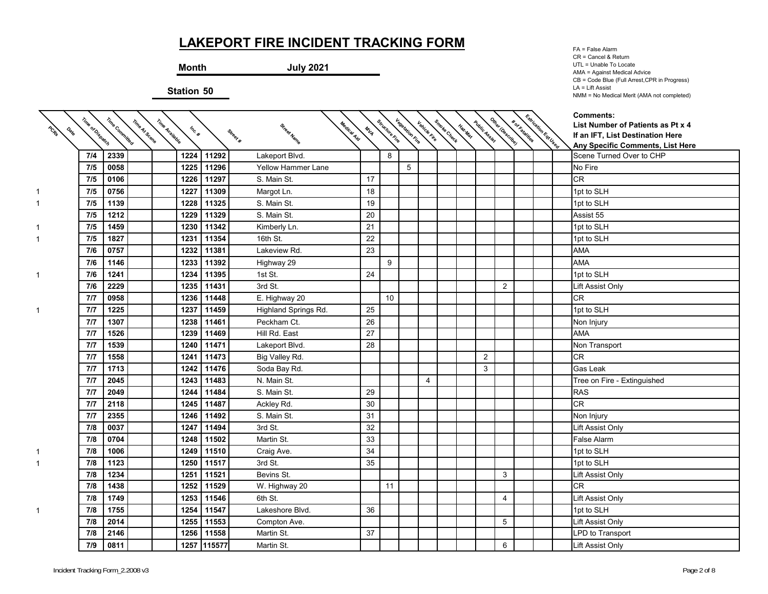# LAKEPORT FIRE INCIDENT TRACKING FORM

**Month** **July 2021**

**Station 50**

FA = False Alarm
CR = Cancel & Return
UTL = Unable To Locate
AMA = Against Medical Advice
CB = Code Blue (Full Arrest,CPR in Progress)
LA = Lift Assist
NMM = No Medical Merit (AMA not completed)

| PCRs | Date | Time of Dispatch | Time Committed | Time At Scene | Time Available | Inc # | Street # | Street Name | Medical Aid | MVA | Structure Fire | Vegetation Fire | Vehicle Fire | Smoke Check | Haz-Mat | Public Assist | Other (Describe) | # of Fatalities | Extrication Eqt Used | Comments: List Number of Patients as Pt x 4 If an IFT, List Destination Here Any Specific Comments, List Here |
|---|---|---|---|---|---|---|---|---|---|---|---|---|---|---|---|---|---|---|---|---|
| | 7/4 | 2339 | | | | 1224 | 11292 | Lakeport Blvd. | | 8 | | | | | | | | | | Scene Turned Over to CHP |
| | 7/5 | 0058 | | | | 1225 | 11296 | Yellow Hammer Lane | | | 5 | | | | | | | | | No Fire |
| | 7/5 | 0106 | | | | 1226 | 11297 | S. Main St. | 17 | | | | | | | | | | | CR |
| 1 | 7/5 | 0756 | | | | 1227 | 11309 | Margot Ln. | 18 | | | | | | | | | | | 1pt to SLH |
| 1 | 7/5 | 1139 | | | | 1228 | 11325 | S. Main St. | 19 | | | | | | | | | | | 1pt to SLH |
| | 7/5 | 1212 | | | | 1229 | 11329 | S. Main St. | 20 | | | | | | | | | | | Assist 55 |
| 1 | 7/5 | 1459 | | | | 1230 | 11342 | Kimberly Ln. | 21 | | | | | | | | | | | 1pt to SLH |
| 1 | 7/5 | 1827 | | | | 1231 | 11354 | 16th St. | 22 | | | | | | | | | | | 1pt to SLH |
| | 7/6 | 0757 | | | | 1232 | 11381 | Lakeview Rd. | 23 | | | | | | | | | | | AMA |
| | 7/6 | 1146 | | | | 1233 | 11392 | Highway 29 | | 9 | | | | | | | | | | AMA |
| 1 | 7/6 | 1241 | | | | 1234 | 11395 | 1st St. | 24 | | | | | | | | | | | 1pt to SLH |
| | 7/6 | 2229 | | | | 1235 | 11431 | 3rd St. | | | | | | | | 2 | | | | Lift Assist Only |
| | 7/7 | 0958 | | | | 1236 | 11448 | E. Highway 20 | | 10 | | | | | | | | | | CR |
| 1 | 7/7 | 1225 | | | | 1237 | 11459 | Highland Springs Rd. | 25 | | | | | | | | | | | 1pt to SLH |
| | 7/7 | 1307 | | | | 1238 | 11461 | Peckham Ct. | 26 | | | | | | | | | | | Non Injury |
| | 7/7 | 1526 | | | | 1239 | 11469 | Hill Rd. East | 27 | | | | | | | | | | | AMA |
| | 7/7 | 1539 | | | | 1240 | 11471 | Lakeport Blvd. | 28 | | | | | | | | | | | Non Transport |
| | 7/7 | 1558 | | | | 1241 | 11473 | Big Valley Rd. | | | | | | | 2 | | | | | CR |
| | 7/7 | 1713 | | | | 1242 | 11476 | Soda Bay Rd. | | | | | | | 3 | | | | | Gas Leak |
| | 7/7 | 2045 | | | | 1243 | 11483 | N. Main St. | | | | 4 | | | | | | | | Tree on Fire - Extinguished |
| | 7/7 | 2049 | | | | 1244 | 11484 | S. Main St. | 29 | | | | | | | | | | | RAS |
| | 7/7 | 2118 | | | | 1245 | 11487 | Ackley Rd. | 30 | | | | | | | | | | | CR |
| | 7/7 | 2355 | | | | 1246 | 11492 | S. Main St. | 31 | | | | | | | | | | | Non Injury |
| | 7/8 | 0037 | | | | 1247 | 11494 | 3rd St. | 32 | | | | | | | | | | | Lift Assist Only |
| | 7/8 | 0704 | | | | 1248 | 11502 | Martin St. | 33 | | | | | | | | | | | False Alarm |
| 1 | 7/8 | 1006 | | | | 1249 | 11510 | Craig Ave. | 34 | | | | | | | | | | | 1pt to SLH |
| 1 | 7/8 | 1123 | | | | 1250 | 11517 | 3rd St. | 35 | | | | | | | | | | | 1pt to SLH |
| | 7/8 | 1234 | | | | 1251 | 11521 | Bevins St. | | | | | | | | 3 | | | | Lift Assist Only |
| | 7/8 | 1438 | | | | 1252 | 11529 | W. Highway 20 | | 11 | | | | | | | | | | CR |
| | 7/8 | 1749 | | | | 1253 | 11546 | 6th St. | | | | | | | | 4 | | | | Lift Assist Only |
| 1 | 7/8 | 1755 | | | | 1254 | 11547 | Lakeshore Blvd. | 36 | | | | | | | | | | | 1pt to SLH |
| | 7/8 | 2014 | | | | 1255 | 11553 | Compton Ave. | | | | | | | | 5 | | | | Lift Assist Only |
| | 7/8 | 2146 | | | | 1256 | 11558 | Martin St. | 37 | | | | | | | | | | | LPD to Transport |
| | 7/9 | 0811 | | | | 1257 | 115577 | Martin St. | | | | | | | | 6 | | | | Lift Assist Only |

Incident Tracking Form_2.2008 v3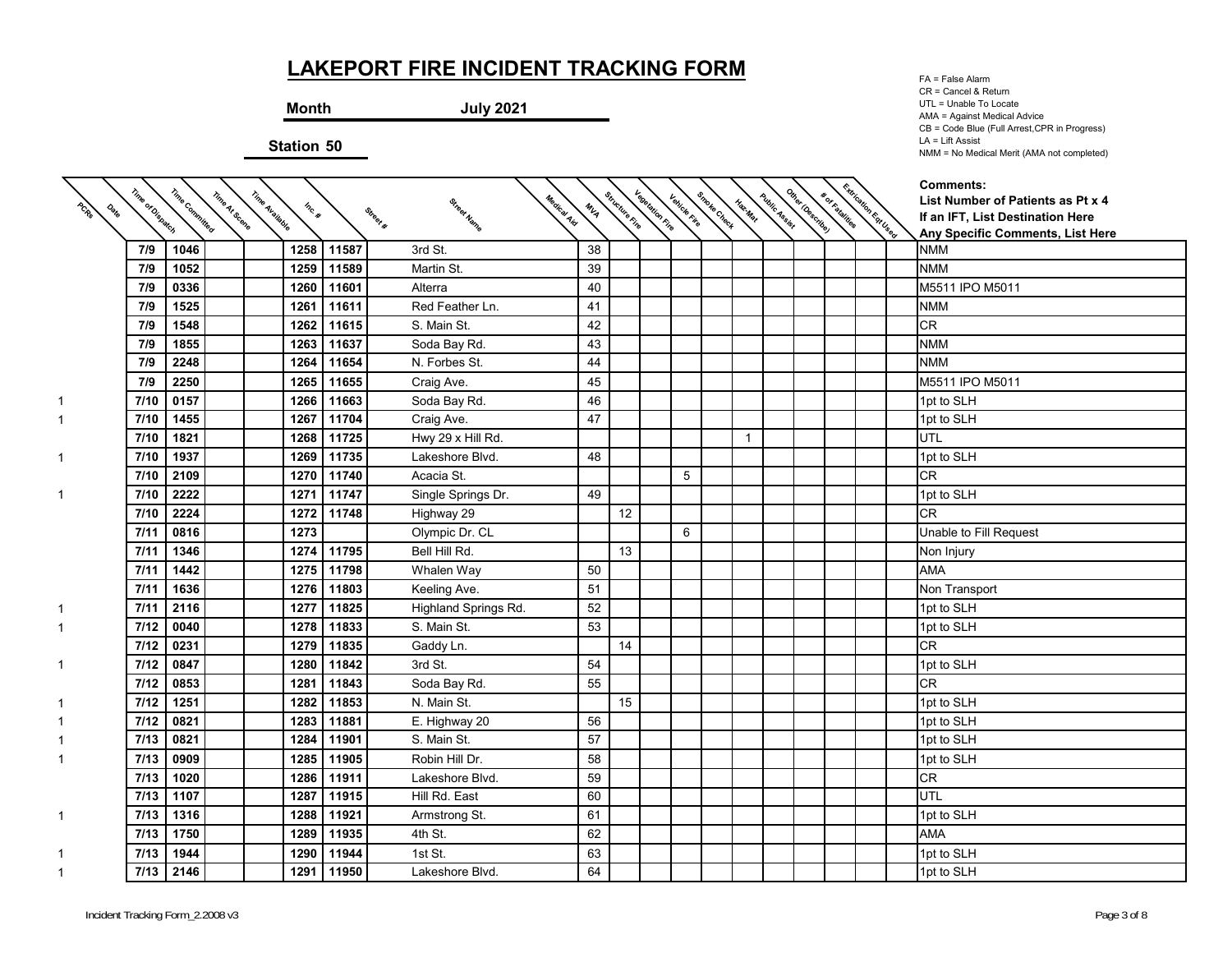# LAKEPORT FIRE INCIDENT TRACKING FORM

**Month** **July 2021**

**Station 50**

FA = False Alarm
CR = Cancel & Return
UTL = Unable To Locate
AMA = Against Medical Advice
CB = Code Blue (Full Arrest,CPR in Progress)
LA = Lift Assist
NMM = No Medical Merit (AMA not completed)

| PCRs | Date | Time of Dispatch | Time Committed | Time At Scene | Time Available | Inc. # | Street # | Street Name | Medical Aid | MVA | Structure Fire | Vegetation Fire | Vehicle Fire | Smoke Check | Haz-Mat | Public Assist | Other (Describe) | # of Fatalities | Extrication Eqt Used | Comments: List Number of Patients as Pt x 4 If an IFT, List Destination Here Any Specific Comments, List Here |
|---|---|---|---|---|---|---|---|---|---|---|---|---|---|---|---|---|---|---|---|---|
| | 7/9 | 1046 | | | | 1258 | 11587 | 3rd St. | 38 | | | | | | | | | | | NMM |
| | 7/9 | 1052 | | | | 1259 | 11589 | Martin St. | 39 | | | | | | | | | | | NMM |
| | 7/9 | 0336 | | | | 1260 | 11601 | Alterra | 40 | | | | | | | | | | | M5511 IPO M5011 |
| | 7/9 | 1525 | | | | 1261 | 11611 | Red Feather Ln. | 41 | | | | | | | | | | | NMM |
| | 7/9 | 1548 | | | | 1262 | 11615 | S. Main St. | 42 | | | | | | | | | | | CR |
| | 7/9 | 1855 | | | | 1263 | 11637 | Soda Bay Rd. | 43 | | | | | | | | | | | NMM |
| | 7/9 | 2248 | | | | 1264 | 11654 | N. Forbes St. | 44 | | | | | | | | | | | NMM |
| | 7/9 | 2250 | | | | 1265 | 11655 | Craig Ave. | 45 | | | | | | | | | | | M5511 IPO M5011 |
| 1 | 7/10 | 0157 | | | | 1266 | 11663 | Soda Bay Rd. | 46 | | | | | | | | | | | 1pt to SLH |
| 1 | 7/10 | 1455 | | | | 1267 | 11704 | Craig Ave. | 47 | | | | | | | | | | | 1pt to SLH |
| | 7/10 | 1821 | | | | 1268 | 11725 | Hwy 29 x Hill Rd. | | | | | | 1 | | | | | | UTL |
| 1 | 7/10 | 1937 | | | | 1269 | 11735 | Lakeshore Blvd. | 48 | | | | | | | | | | | 1pt to SLH |
| | 7/10 | 2109 | | | | 1270 | 11740 | Acacia St. | | | | 5 | | | | | | | | CR |
| 1 | 7/10 | 2222 | | | | 1271 | 11747 | Single Springs Dr. | 49 | | | | | | | | | | | 1pt to SLH |
| | 7/10 | 2224 | | | | 1272 | 11748 | Highway 29 | | 12 | | | | | | | | | | CR |
| | 7/11 | 0816 | | | | 1273 | | Olympic Dr. CL | | | | 6 | | | | | | | | Unable to Fill Request |
| | 7/11 | 1346 | | | | 1274 | 11795 | Bell Hill Rd. | | 13 | | | | | | | | | | Non Injury |
| | 7/11 | 1442 | | | | 1275 | 11798 | Whalen Way | 50 | | | | | | | | | | | AMA |
| | 7/11 | 1636 | | | | 1276 | 11803 | Keeling Ave. | 51 | | | | | | | | | | | Non Transport |
| 1 | 7/11 | 2116 | | | | 1277 | 11825 | Highland Springs Rd. | 52 | | | | | | | | | | | 1pt to SLH |
| 1 | 7/12 | 0040 | | | | 1278 | 11833 | S. Main St. | 53 | | | | | | | | | | | 1pt to SLH |
| | 7/12 | 0231 | | | | 1279 | 11835 | Gaddy Ln. | | 14 | | | | | | | | | | CR |
| 1 | 7/12 | 0847 | | | | 1280 | 11842 | 3rd St. | 54 | | | | | | | | | | | 1pt to SLH |
| | 7/12 | 0853 | | | | 1281 | 11843 | Soda Bay Rd. | 55 | | | | | | | | | | | CR |
| 1 | 7/12 | 1251 | | | | 1282 | 11853 | N. Main St. | | 15 | | | | | | | | | | 1pt to SLH |
| 1 | 7/12 | 0821 | | | | 1283 | 11881 | E. Highway 20 | 56 | | | | | | | | | | | 1pt to SLH |
| 1 | 7/13 | 0821 | | | | 1284 | 11901 | S. Main St. | 57 | | | | | | | | | | | 1pt to SLH |
| 1 | 7/13 | 0909 | | | | 1285 | 11905 | Robin Hill Dr. | 58 | | | | | | | | | | | 1pt to SLH |
| | 7/13 | 1020 | | | | 1286 | 11911 | Lakeshore Blvd. | 59 | | | | | | | | | | | CR |
| | 7/13 | 1107 | | | | 1287 | 11915 | Hill Rd. East | 60 | | | | | | | | | | | UTL |
| 1 | 7/13 | 1316 | | | | 1288 | 11921 | Armstrong St. | 61 | | | | | | | | | | | 1pt to SLH |
| | 7/13 | 1750 | | | | 1289 | 11935 | 4th St. | 62 | | | | | | | | | | | AMA |
| 1 | 7/13 | 1944 | | | | 1290 | 11944 | 1st St. | 63 | | | | | | | | | | | 1pt to SLH |
| 1 | 7/13 | 2146 | | | | 1291 | 11950 | Lakeshore Blvd. | 64 | | | | | | | | | | | 1pt to SLH |

Incident Tracking Form_2.2008 v3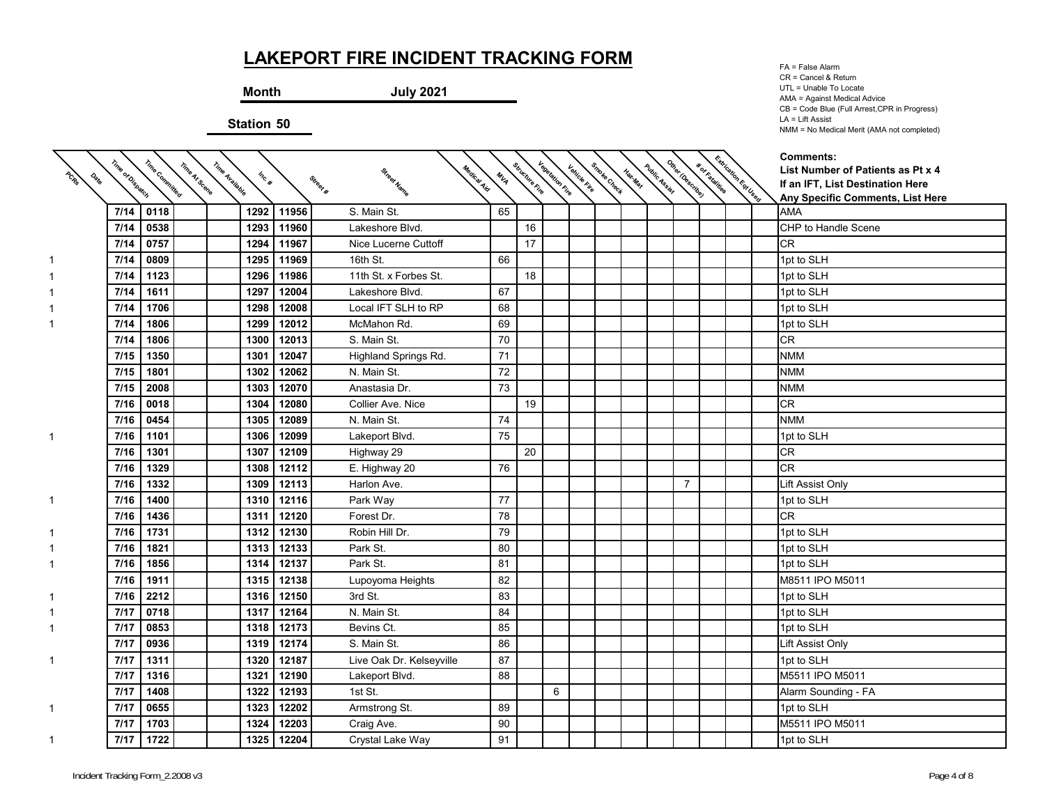# LAKEPORT FIRE INCIDENT TRACKING FORM

**Month** **July 2021**

**Station 50**

FA = False Alarm
CR = Cancel & Return
UTL = Unable To Locate
AMA = Against Medical Advice
CB = Code Blue (Full Arrest,CPR in Progress)
LA = Lift Assist
NMM = No Medical Merit (AMA not completed)

| PCRs | Date | Time of Dispatch | Time Committed | Time At Scene | Time Available | Inc. # | Street # | Street Name | Medical Aid | MVA | Structure Fire | Vegetation Fire | Vehicle Fire | Smoke Check | Haz-Mat | Public Assist | Other (Describe) | # of Fatalities | Extrication Eqt Used | Comments: List Number of Patients as Pt x 4 If an IFT, List Destination Here Any Specific Comments, List Here |
|---|---|---|---|---|---|---|---|---|---|---|---|---|---|---|---|---|---|---|---|---|
| | 7/14 | 0118 | | | | 1292 | 11956 | S. Main St. | 65 | | | | | | | | | | | AMA |
| | 7/14 | 0538 | | | | 1293 | 11960 | Lakeshore Blvd. | | 16 | | | | | | | | | | CHP to Handle Scene |
| | 7/14 | 0757 | | | | 1294 | 11967 | Nice Lucerne Cuttoff | | 17 | | | | | | | | | | CR |
| 1 | 7/14 | 0809 | | | | 1295 | 11969 | 16th St. | 66 | | | | | | | | | | | 1pt to SLH |
| 1 | 7/14 | 1123 | | | | 1296 | 11986 | 11th St. x Forbes St. | | 18 | | | | | | | | | | 1pt to SLH |
| 1 | 7/14 | 1611 | | | | 1297 | 12004 | Lakeshore Blvd. | 67 | | | | | | | | | | | 1pt to SLH |
| 1 | 7/14 | 1706 | | | | 1298 | 12008 | Local IFT SLH to RP | 68 | | | | | | | | | | | 1pt to SLH |
| 1 | 7/14 | 1806 | | | | 1299 | 12012 | McMahon Rd. | 69 | | | | | | | | | | | 1pt to SLH |
| | 7/14 | 1806 | | | | 1300 | 12013 | S. Main St. | 70 | | | | | | | | | | | CR |
| | 7/15 | 1350 | | | | 1301 | 12047 | Highland Springs Rd. | 71 | | | | | | | | | | | NMM |
| | 7/15 | 1801 | | | | 1302 | 12062 | N. Main St. | 72 | | | | | | | | | | | NMM |
| | 7/15 | 2008 | | | | 1303 | 12070 | Anastasia Dr. | 73 | | | | | | | | | | | NMM |
| | 7/16 | 0018 | | | | 1304 | 12080 | Collier Ave. Nice | | 19 | | | | | | | | | | CR |
| | 7/16 | 0454 | | | | 1305 | 12089 | N. Main St. | 74 | | | | | | | | | | | NMM |
| 1 | 7/16 | 1101 | | | | 1306 | 12099 | Lakeport Blvd. | 75 | | | | | | | | | | | 1pt to SLH |
| | 7/16 | 1301 | | | | 1307 | 12109 | Highway 29 | | 20 | | | | | | | | | | CR |
| | 7/16 | 1329 | | | | 1308 | 12112 | E. Highway 20 | 76 | | | | | | | | | | | CR |
| | 7/16 | 1332 | | | | 1309 | 12113 | Harlon Ave. | | | | | | | | 7 | | | | Lift Assist Only |
| 1 | 7/16 | 1400 | | | | 1310 | 12116 | Park Way | 77 | | | | | | | | | | | 1pt to SLH |
| | 7/16 | 1436 | | | | 1311 | 12120 | Forest Dr. | 78 | | | | | | | | | | | CR |
| 1 | 7/16 | 1731 | | | | 1312 | 12130 | Robin Hill Dr. | 79 | | | | | | | | | | | 1pt to SLH |
| 1 | 7/16 | 1821 | | | | 1313 | 12133 | Park St. | 80 | | | | | | | | | | | 1pt to SLH |
| 1 | 7/16 | 1856 | | | | 1314 | 12137 | Park St. | 81 | | | | | | | | | | | 1pt to SLH |
| | 7/16 | 1911 | | | | 1315 | 12138 | Lupoyoma Heights | 82 | | | | | | | | | | | M8511 IPO M5011 |
| 1 | 7/16 | 2212 | | | | 1316 | 12150 | 3rd St. | 83 | | | | | | | | | | | 1pt to SLH |
| 1 | 7/17 | 0718 | | | | 1317 | 12164 | N. Main St. | 84 | | | | | | | | | | | 1pt to SLH |
| 1 | 7/17 | 0853 | | | | 1318 | 12173 | Bevins Ct. | 85 | | | | | | | | | | | 1pt to SLH |
| | 7/17 | 0936 | | | | 1319 | 12174 | S. Main St. | 86 | | | | | | | | | | | Lift Assist Only |
| 1 | 7/17 | 1311 | | | | 1320 | 12187 | Live Oak Dr. Kelseyville | 87 | | | | | | | | | | | 1pt to SLH |
| | 7/17 | 1316 | | | | 1321 | 12190 | Lakeport Blvd. | 88 | | | | | | | | | | | M5511 IPO M5011 |
| | 7/17 | 1408 | | | | 1322 | 12193 | 1st St. | | | 6 | | | | | | | | | Alarm Sounding - FA |
| 1 | 7/17 | 0655 | | | | 1323 | 12202 | Armstrong St. | 89 | | | | | | | | | | | 1pt to SLH |
| | 7/17 | 1703 | | | | 1324 | 12203 | Craig Ave. | 90 | | | | | | | | | | | M5511 IPO M5011 |
| 1 | 7/17 | 1722 | | | | 1325 | 12204 | Crystal Lake Way | 91 | | | | | | | | | | | 1pt to SLH |

Incident Tracking Form_2.2008 v3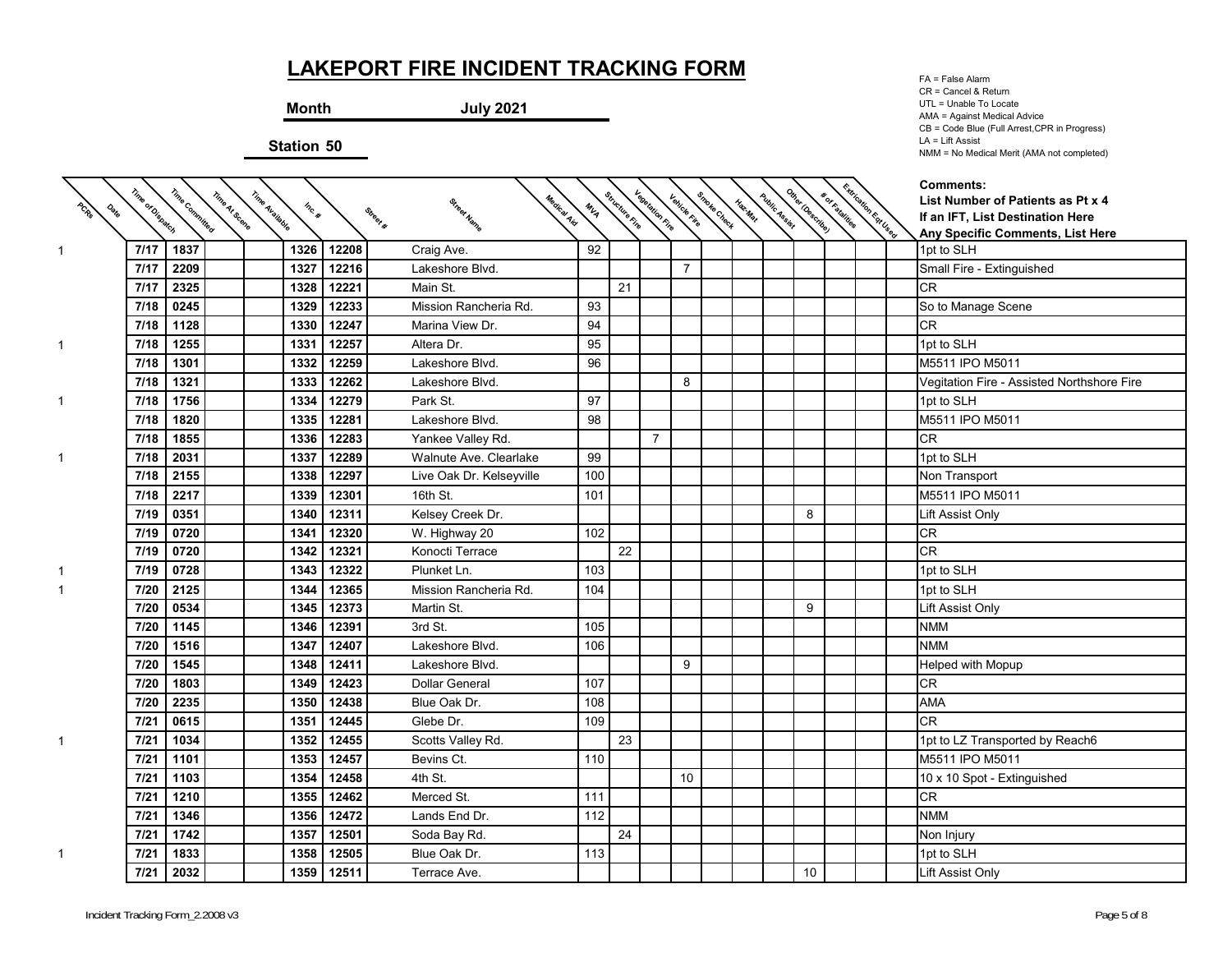# LAKEPORT FIRE INCIDENT TRACKING FORM

**Month** **July 2021**

**Station 50**

FA = False Alarm
CR = Cancel & Return
UTL = Unable To Locate
AMA = Against Medical Advice
CB = Code Blue (Full Arrest,CPR in Progress)
LA = Lift Assist
NMM = No Medical Merit (AMA not completed)

| PCRs | Date | Time of Dispatch | Time Committed | Time At Scene | Time Available | Inc. # | Street # | Street Name | Medical Aid | MVA | Structure Fire | Vegetation Fire | Vehicle Fire | Smoke Check | Haz-Mat | Public Assist | Other (Describe) | # of Fatalities | Extrication Eqt Used | Comments: List Number of Patients as Pt x 4 If an IFT, List Destination Here Any Specific Comments, List Here |
|---|---|---|---|---|---|---|---|---|---|---|---|---|---|---|---|---|---|---|---|---|
| 1 | 7/17 | 1837 | | | | 1326 | 12208 | Craig Ave. | 92 | | | | | | | | | | | 1pt to SLH |
| | 7/17 | 2209 | | | | 1327 | 12216 | Lakeshore Blvd. | | | | 7 | | | | | | | | Small Fire - Extinguished |
| | 7/17 | 2325 | | | | 1328 | 12221 | Main St. | | 21 | | | | | | | | | | CR |
| | 7/18 | 0245 | | | | 1329 | 12233 | Mission Rancheria Rd. | 93 | | | | | | | | | | | So to Manage Scene |
| | 7/18 | 1128 | | | | 1330 | 12247 | Marina View Dr. | 94 | | | | | | | | | | | CR |
| 1 | 7/18 | 1255 | | | | 1331 | 12257 | Altera Dr. | 95 | | | | | | | | | | | 1pt to SLH |
| | 7/18 | 1301 | | | | 1332 | 12259 | Lakeshore Blvd. | 96 | | | | | | | | | | | M5511 IPO M5011 |
| | 7/18 | 1321 | | | | 1333 | 12262 | Lakeshore Blvd. | | | | 8 | | | | | | | | Vegitation Fire - Assisted Northshore Fire |
| 1 | 7/18 | 1756 | | | | 1334 | 12279 | Park St. | 97 | | | | | | | | | | | 1pt to SLH |
| | 7/18 | 1820 | | | | 1335 | 12281 | Lakeshore Blvd. | 98 | | | | | | | | | | | M5511 IPO M5011 |
| | 7/18 | 1855 | | | | 1336 | 12283 | Yankee Valley Rd. | | | 7 | | | | | | | | | CR |
| 1 | 7/18 | 2031 | | | | 1337 | 12289 | Walnute Ave. Clearlake | 99 | | | | | | | | | | | 1pt to SLH |
| | 7/18 | 2155 | | | | 1338 | 12297 | Live Oak Dr. Kelseyville | 100 | | | | | | | | | | | Non Transport |
| | 7/18 | 2217 | | | | 1339 | 12301 | 16th St. | 101 | | | | | | | | | | | M5511 IPO M5011 |
| | 7/19 | 0351 | | | | 1340 | 12311 | Kelsey Creek Dr. | | | | | | | | 8 | | | | Lift Assist Only |
| | 7/19 | 0720 | | | | 1341 | 12320 | W. Highway 20 | 102 | | | | | | | | | | | CR |
| | 7/19 | 0720 | | | | 1342 | 12321 | Konocti Terrace | | 22 | | | | | | | | | | CR |
| 1 | 7/19 | 0728 | | | | 1343 | 12322 | Plunket Ln. | 103 | | | | | | | | | | | 1pt to SLH |
| 1 | 7/20 | 2125 | | | | 1344 | 12365 | Mission Rancheria Rd. | 104 | | | | | | | | | | | 1pt to SLH |
| | 7/20 | 0534 | | | | 1345 | 12373 | Martin St. | | | | | | | | 9 | | | | Lift Assist Only |
| | 7/20 | 1145 | | | | 1346 | 12391 | 3rd St. | 105 | | | | | | | | | | | NMM |
| | 7/20 | 1516 | | | | 1347 | 12407 | Lakeshore Blvd. | 106 | | | | | | | | | | | NMM |
| | 7/20 | 1545 | | | | 1348 | 12411 | Lakeshore Blvd. | | | | 9 | | | | | | | | Helped with Mopup |
| | 7/20 | 1803 | | | | 1349 | 12423 | Dollar General | 107 | | | | | | | | | | | CR |
| | 7/20 | 2235 | | | | 1350 | 12438 | Blue Oak Dr. | 108 | | | | | | | | | | | AMA |
| | 7/21 | 0615 | | | | 1351 | 12445 | Glebe Dr. | 109 | | | | | | | | | | | CR |
| 1 | 7/21 | 1034 | | | | 1352 | 12455 | Scotts Valley Rd. | | 23 | | | | | | | | | | 1pt to LZ Transported by Reach6 |
| | 7/21 | 1101 | | | | 1353 | 12457 | Bevins Ct. | 110 | | | | | | | | | | | M5511 IPO M5011 |
| | 7/21 | 1103 | | | | 1354 | 12458 | 4th St. | | | | 10 | | | | | | | | 10 x 10 Spot - Extinguished |
| | 7/21 | 1210 | | | | 1355 | 12462 | Merced St. | 111 | | | | | | | | | | | CR |
| | 7/21 | 1346 | | | | 1356 | 12472 | Lands End Dr. | 112 | | | | | | | | | | | NMM |
| | 7/21 | 1742 | | | | 1357 | 12501 | Soda Bay Rd. | | 24 | | | | | | | | | | Non Injury |
| 1 | 7/21 | 1833 | | | | 1358 | 12505 | Blue Oak Dr. | 113 | | | | | | | | | | | 1pt to SLH |
| | 7/21 | 2032 | | | | 1359 | 12511 | Terrace Ave. | | | | | | | | 10 | | | | Lift Assist Only |

Incident Tracking Form_2.2008 v3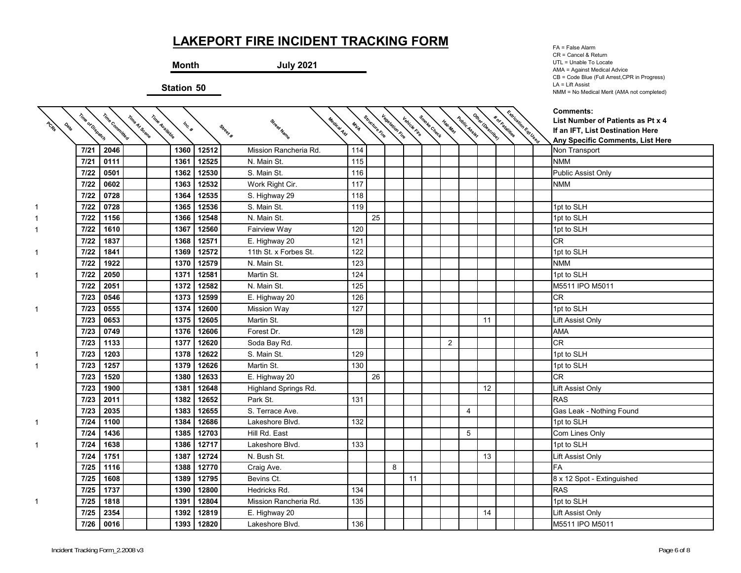# LAKEPORT FIRE INCIDENT TRACKING FORM

**Month** **July 2021**

**Station 50**

FA = False Alarm
CR = Cancel & Return
UTL = Unable To Locate
AMA = Against Medical Advice
CB = Code Blue (Full Arrest,CPR in Progress)
LA = Lift Assist
NMM = No Medical Merit (AMA not completed)

| PCRs | Date | Time of Dispatch | Time Committed | Time At Scene | Time Available | Inc. # | Street # | Street Name | Medical Aid | MVA | Structure Fire | Vegetation Fire | Vehicle Fire | Smoke Check | Haz-Mat | Public Assist | Other (Describe) | # of Fatalities | Extrication Eqt Used | Comments: List Number of Patients as Pt x 4 If an IFT, List Destination Here Any Specific Comments, List Here |
|---|---|---|---|---|---|---|---|---|---|---|---|---|---|---|---|---|---|---|---|---|
| | 7/21 | 2046 | | | | 1360 | 12512 | Mission Rancheria Rd. | 114 | | | | | | | | | | | Non Transport |
| | 7/21 | 0111 | | | | 1361 | 12525 | N. Main St. | 115 | | | | | | | | | | | NMM |
| | 7/22 | 0501 | | | | 1362 | 12530 | S. Main St. | 116 | | | | | | | | | | | Public Assist Only |
| | 7/22 | 0602 | | | | 1363 | 12532 | Work Right Cir. | 117 | | | | | | | | | | | NMM |
| | 7/22 | 0728 | | | | 1364 | 12535 | S. Highway 29 | 118 | | | | | | | | | | | |
| 1 | 7/22 | 0728 | | | | 1365 | 12536 | S. Main St. | 119 | | | | | | | | | | | 1pt to SLH |
| 1 | 7/22 | 1156 | | | | 1366 | 12548 | N. Main St. | | 25 | | | | | | | | | | 1pt to SLH |
| 1 | 7/22 | 1610 | | | | 1367 | 12560 | Fairview Way | 120 | | | | | | | | | | | 1pt to SLH |
| | 7/22 | 1837 | | | | 1368 | 12571 | E. Highway 20 | 121 | | | | | | | | | | | CR |
| 1 | 7/22 | 1841 | | | | 1369 | 12572 | 11th St. x Forbes St. | 122 | | | | | | | | | | | 1pt to SLH |
| | 7/22 | 1922 | | | | 1370 | 12579 | N. Main St. | 123 | | | | | | | | | | | NMM |
| 1 | 7/22 | 2050 | | | | 1371 | 12581 | Martin St. | 124 | | | | | | | | | | | 1pt to SLH |
| | 7/22 | 2051 | | | | 1372 | 12582 | N. Main St. | 125 | | | | | | | | | | | M5511 IPO M5011 |
| | 7/23 | 0546 | | | | 1373 | 12599 | E. Highway 20 | 126 | | | | | | | | | | | CR |
| 1 | 7/23 | 0555 | | | | 1374 | 12600 | Mission Way | 127 | | | | | | | | | | | 1pt to SLH |
| | 7/23 | 0653 | | | | 1375 | 12605 | Martin St. | | | | | | | | 11 | | | | Lift Assist Only |
| | 7/23 | 0749 | | | | 1376 | 12606 | Forest Dr. | 128 | | | | | | | | | | | AMA |
| | 7/23 | 1133 | | | | 1377 | 12620 | Soda Bay Rd. | | | | | | 2 | | | | | | CR |
| 1 | 7/23 | 1203 | | | | 1378 | 12622 | S. Main St. | 129 | | | | | | | | | | | 1pt to SLH |
| 1 | 7/23 | 1257 | | | | 1379 | 12626 | Martin St. | 130 | | | | | | | | | | | 1pt to SLH |
| | 7/23 | 1520 | | | | 1380 | 12633 | E. Highway 20 | | 26 | | | | | | | | | | CR |
| | 7/23 | 1900 | | | | 1381 | 12648 | Highland Springs Rd. | | | | | | | | 12 | | | | Lift Assist Only |
| | 7/23 | 2011 | | | | 1382 | 12652 | Park St. | 131 | | | | | | | | | | | RAS |
| | 7/23 | 2035 | | | | 1383 | 12655 | S. Terrace Ave. | | | | | | | 4 | | | | | Gas Leak - Nothing Found |
| 1 | 7/24 | 1100 | | | | 1384 | 12686 | Lakeshore Blvd. | 132 | | | | | | | | | | | 1pt to SLH |
| | 7/24 | 1436 | | | | 1385 | 12703 | Hill Rd. East | | | | | | | 5 | | | | | Com Lines Only |
| 1 | 7/24 | 1638 | | | | 1386 | 12717 | Lakeshore Blvd. | 133 | | | | | | | | | | | 1pt to SLH |
| | 7/24 | 1751 | | | | 1387 | 12724 | N. Bush St. | | | | | | | | 13 | | | | Lift Assist Only |
| | 7/25 | 1116 | | | | 1388 | 12770 | Craig Ave. | | | 8 | | | | | | | | | FA |
| | 7/25 | 1608 | | | | 1389 | 12795 | Bevins Ct. | | | | 11 | | | | | | | | 8 x 12 Spot - Extinguished |
| | 7/25 | 1737 | | | | 1390 | 12800 | Hedricks Rd. | 134 | | | | | | | | | | | RAS |
| 1 | 7/25 | 1818 | | | | 1391 | 12804 | Mission Rancheria Rd. | 135 | | | | | | | | | | | 1pt to SLH |
| | 7/25 | 2354 | | | | 1392 | 12819 | E. Highway 20 | | | | | | | | 14 | | | | Lift Assist Only |
| | 7/26 | 0016 | | | | 1393 | 12820 | Lakeshore Blvd. | 136 | | | | | | | | | | | M5511 IPO M5011 |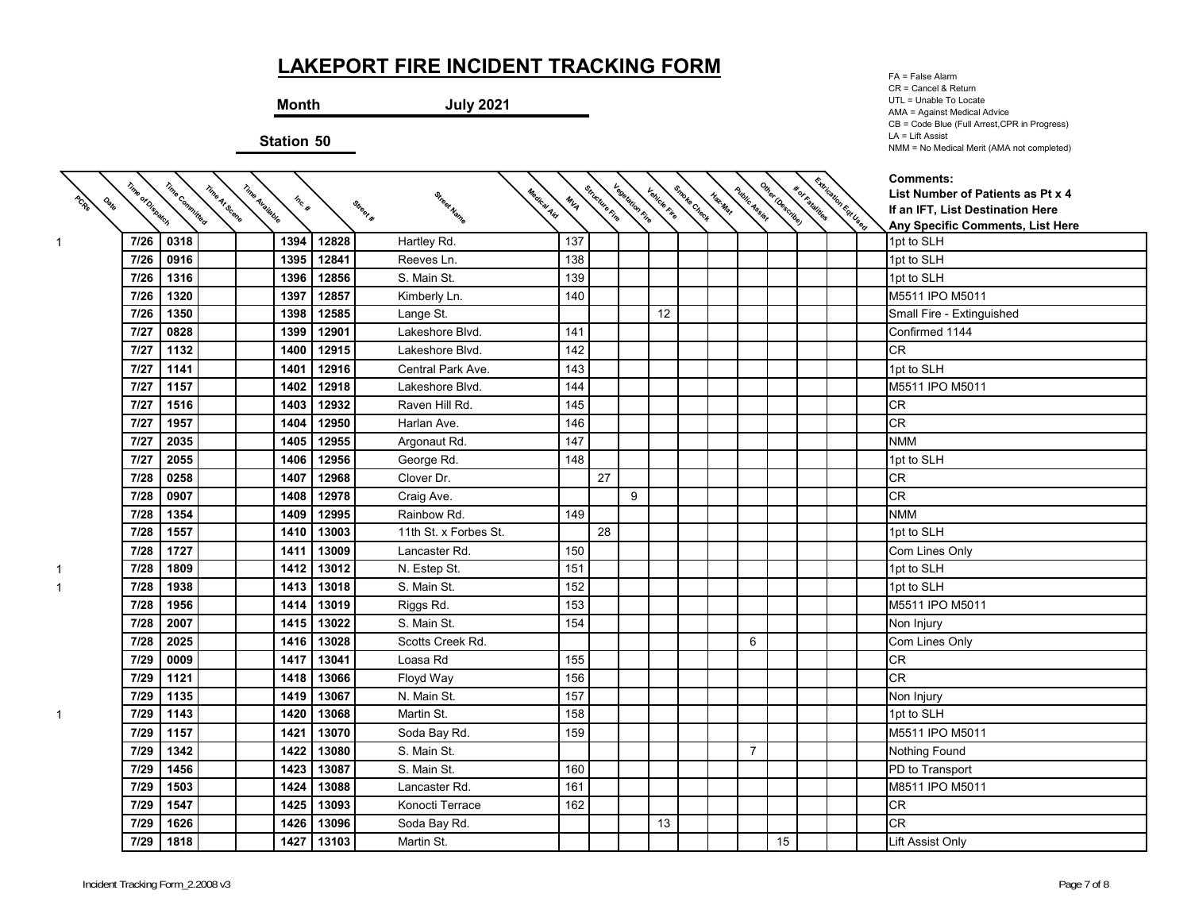# LAKEPORT FIRE INCIDENT TRACKING FORM

**Month** **July 2021**

**Station 50**

FA = False Alarm
CR = Cancel & Return
UTL = Unable To Locate
AMA = Against Medical Advice
CB = Code Blue (Full Arrest,CPR in Progress)
LA = Lift Assist
NMM = No Medical Merit (AMA not completed)

| PCRs | Date | Time of Dispatch | Time Committed | Time At Scene | Time Available | Inc. # | Street # | Street Name | Medical Aid | MVA | Structure Fire | Vegetation Fire | Vehicle Fire | Smoke Check | Haz-Mat | Public Assist | Other (Describe) | # of Fatalities | Extrication Eqt Used | Comments: List Number of Patients as Pt x 4 If an IFT, List Destination Here Any Specific Comments, List Here |
|---|---|---|---|---|---|---|---|---|---|---|---|---|---|---|---|---|---|---|---|---|
| 1 | 7/26 | 0318 | | | | 1394 | 12828 | Hartley Rd. | 137 | | | | | | | | | | | 1pt to SLH |
| | 7/26 | 0916 | | | | 1395 | 12841 | Reeves Ln. | 138 | | | | | | | | | | | 1pt to SLH |
| | 7/26 | 1316 | | | | 1396 | 12856 | S. Main St. | 139 | | | | | | | | | | | 1pt to SLH |
| | 7/26 | 1320 | | | | 1397 | 12857 | Kimberly Ln. | 140 | | | | | | | | | | | M5511 IPO M5011 |
| | 7/26 | 1350 | | | | 1398 | 12585 | Lange St. | | | | 12 | | | | | | | | Small Fire - Extinguished |
| | 7/27 | 0828 | | | | 1399 | 12901 | Lakeshore Blvd. | 141 | | | | | | | | | | | Confirmed 1144 |
| | 7/27 | 1132 | | | | 1400 | 12915 | Lakeshore Blvd. | 142 | | | | | | | | | | | CR |
| | 7/27 | 1141 | | | | 1401 | 12916 | Central Park Ave. | 143 | | | | | | | | | | | 1pt to SLH |
| | 7/27 | 1157 | | | | 1402 | 12918 | Lakeshore Blvd. | 144 | | | | | | | | | | | M5511 IPO M5011 |
| | 7/27 | 1516 | | | | 1403 | 12932 | Raven Hill Rd. | 145 | | | | | | | | | | | CR |
| | 7/27 | 1957 | | | | 1404 | 12950 | Harlan Ave. | 146 | | | | | | | | | | | CR |
| | 7/27 | 2035 | | | | 1405 | 12955 | Argonaut Rd. | 147 | | | | | | | | | | | NMM |
| | 7/27 | 2055 | | | | 1406 | 12956 | George Rd. | 148 | | | | | | | | | | | 1pt to SLH |
| | 7/28 | 0258 | | | | 1407 | 12968 | Clover Dr. | | 27 | | | | | | | | | | CR |
| | 7/28 | 0907 | | | | 1408 | 12978 | Craig Ave. | | | 9 | | | | | | | | | CR |
| | 7/28 | 1354 | | | | 1409 | 12995 | Rainbow Rd. | 149 | | | | | | | | | | | NMM |
| | 7/28 | 1557 | | | | 1410 | 13003 | 11th St. x Forbes St. | | 28 | | | | | | | | | | 1pt to SLH |
| | 7/28 | 1727 | | | | 1411 | 13009 | Lancaster Rd. | 150 | | | | | | | | | | | Com Lines Only |
| 1 | 7/28 | 1809 | | | | 1412 | 13012 | N. Estep St. | 151 | | | | | | | | | | | 1pt to SLH |
| 1 | 7/28 | 1938 | | | | 1413 | 13018 | S. Main St. | 152 | | | | | | | | | | | 1pt to SLH |
| | 7/28 | 1956 | | | | 1414 | 13019 | Riggs Rd. | 153 | | | | | | | | | | | M5511 IPO M5011 |
| | 7/28 | 2007 | | | | 1415 | 13022 | S. Main St. | 154 | | | | | | | | | | | Non Injury |
| | 7/28 | 2025 | | | | 1416 | 13028 | Scotts Creek Rd. | | | | | | | 6 | | | | | Com Lines Only |
| | 7/29 | 0009 | | | | 1417 | 13041 | Loasa Rd | 155 | | | | | | | | | | | CR |
| | 7/29 | 1121 | | | | 1418 | 13066 | Floyd Way | 156 | | | | | | | | | | | CR |
| | 7/29 | 1135 | | | | 1419 | 13067 | N. Main St. | 157 | | | | | | | | | | | Non Injury |
| 1 | 7/29 | 1143 | | | | 1420 | 13068 | Martin St. | 158 | | | | | | | | | | | 1pt to SLH |
| | 7/29 | 1157 | | | | 1421 | 13070 | Soda Bay Rd. | 159 | | | | | | | | | | | M5511 IPO M5011 |
| | 7/29 | 1342 | | | | 1422 | 13080 | S. Main St. | | | | | | | 7 | | | | | Nothing Found |
| | 7/29 | 1456 | | | | 1423 | 13087 | S. Main St. | 160 | | | | | | | | | | | PD to Transport |
| | 7/29 | 1503 | | | | 1424 | 13088 | Lancaster Rd. | 161 | | | | | | | | | | | M8511 IPO M5011 |
| | 7/29 | 1547 | | | | 1425 | 13093 | Konocti Terrace | 162 | | | | | | | | | | | CR |
| | 7/29 | 1626 | | | | 1426 | 13096 | Soda Bay Rd. | | | | 13 | | | | | | | | CR |
| | 7/29 | 1818 | | | | 1427 | 13103 | Martin St. | | | | | | | | 15 | | | | Lift Assist Only |

Incident Tracking Form_2.2008 v3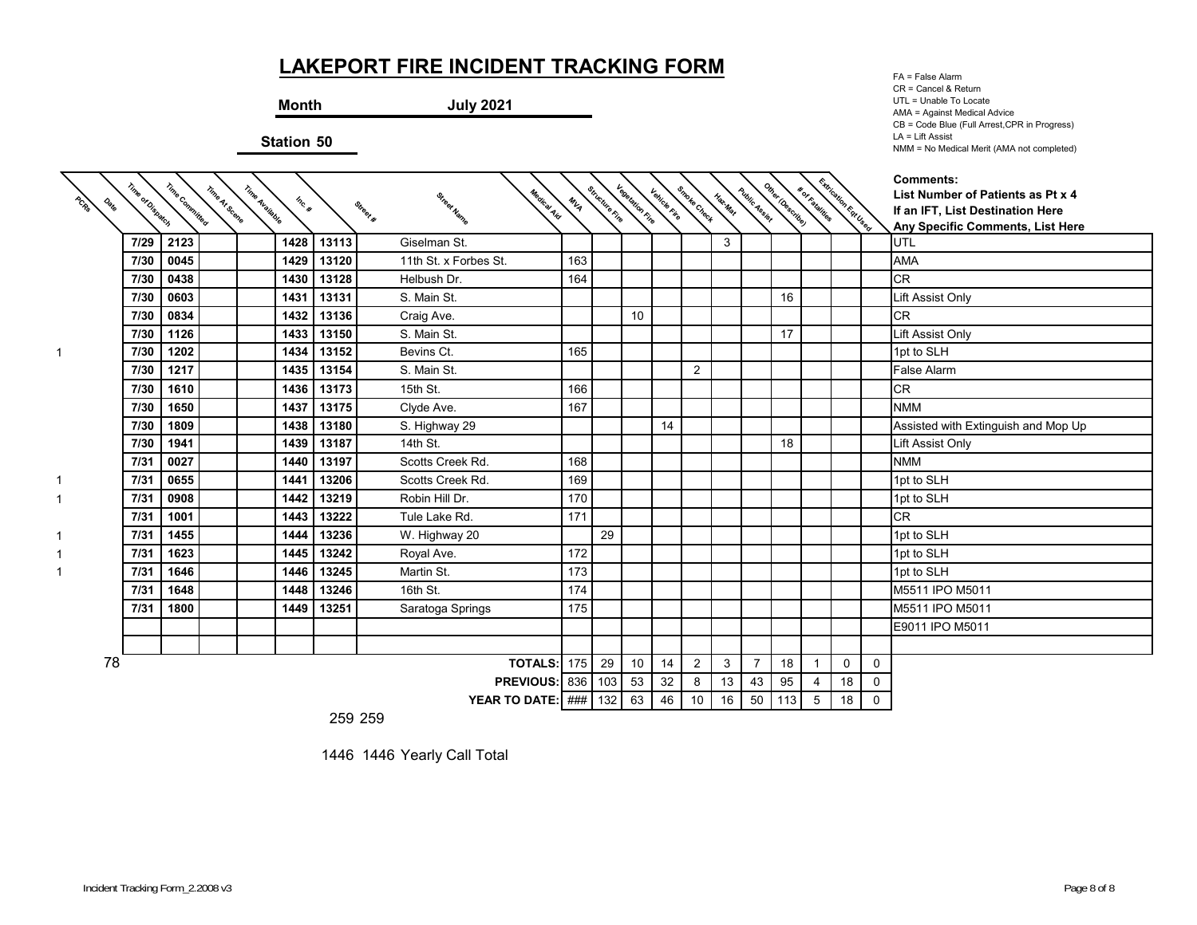# LAKEPORT FIRE INCIDENT TRACKING FORM

**Month** **July 2021**

**Station 50**

FA = False Alarm
CR = Cancel & Return
UTL = Unable To Locate
AMA = Against Medical Advice
CB = Code Blue (Full Arrest,CPR in Progress)
LA = Lift Assist
NMM = No Medical Merit (AMA not completed)

| PCRs | Date | Time of Dispatch | Time Committed | Time At Scene | Time Available | Inc. # | Street # | Street Name | Medical Aid | MVA | Structure Fire | Vegetation Fire | Vehicle Fire | Smoke Check | Haz-Mat | Public Assist | Other (Describe) | # of Fatalities | Extrication Eqt Used | **Comments: List Number of Patients as Pt x 4 If an IFT, List Destination Here Any Specific Comments, List Here** |
|---|---|---|---|---|---|---|---|---|---|---|---|---|---|---|---|---|---|---|---|---|
| | 7/29 | 2123 | | | | 1428 | 13113 | Giselman St. | | | | | | 3 | | | | | | UTL |
| | 7/30 | 0045 | | | | 1429 | 13120 | 11th St. x Forbes St. | 163 | | | | | | | | | | | AMA |
| | 7/30 | 0438 | | | | 1430 | 13128 | Helbush Dr. | 164 | | | | | | | | | | | CR |
| | 7/30 | 0603 | | | | 1431 | 13131 | S. Main St. | | | | | | | | 16 | | | | Lift Assist Only |
| | 7/30 | 0834 | | | | 1432 | 13136 | Craig Ave. | | | 10 | | | | | | | | | CR |
| | 7/30 | 1126 | | | | 1433 | 13150 | S. Main St. | | | | | | | | 17 | | | | Lift Assist Only |
| 1 | 7/30 | 1202 | | | | 1434 | 13152 | Bevins Ct. | 165 | | | | | | | | | | | 1pt to SLH |
| | 7/30 | 1217 | | | | 1435 | 13154 | S. Main St. | | | | | 2 | | | | | | | False Alarm |
| | 7/30 | 1610 | | | | 1436 | 13173 | 15th St. | 166 | | | | | | | | | | | CR |
| | 7/30 | 1650 | | | | 1437 | 13175 | Clyde Ave. | 167 | | | | | | | | | | | NMM |
| | 7/30 | 1809 | | | | 1438 | 13180 | S. Highway 29 | | | | 14 | | | | | | | | Assisted with Extinguish and Mop Up |
| | 7/30 | 1941 | | | | 1439 | 13187 | 14th St. | | | | | | | | 18 | | | | Lift Assist Only |
| | 7/31 | 0027 | | | | 1440 | 13197 | Scotts Creek Rd. | 168 | | | | | | | | | | | NMM |
| 1 | 7/31 | 0655 | | | | 1441 | 13206 | Scotts Creek Rd. | 169 | | | | | | | | | | | 1pt to SLH |
| 1 | 7/31 | 0908 | | | | 1442 | 13219 | Robin Hill Dr. | 170 | | | | | | | | | | | 1pt to SLH |
| | 7/31 | 1001 | | | | 1443 | 13222 | Tule Lake Rd. | 171 | | | | | | | | | | | CR |
| 1 | 7/31 | 1455 | | | | 1444 | 13236 | W. Highway 20 | | 29 | | | | | | | | | | 1pt to SLH |
| 1 | 7/31 | 1623 | | | | 1445 | 13242 | Royal Ave. | 172 | | | | | | | | | | | 1pt to SLH |
| 1 | 7/31 | 1646 | | | | 1446 | 13245 | Martin St. | 173 | | | | | | | | | | | 1pt to SLH |
| | 7/31 | 1648 | | | | 1448 | 13246 | 16th St. | 174 | | | | | | | | | | | M5511 IPO M5011 |
| | 7/31 | 1800 | | | | 1449 | 13251 | Saratoga Springs | 175 | | | | | | | | | | | M5511 IPO M5011 |
| | | | | | | | | | | | | | | | | | | | | E9011 IPO M5011 |
| | | | | | | | | | | | | | | | | | | | | |
| 78 | | | | | | | | **TOTALS:** | 175 | 29 | 10 | 14 | 2 | 3 | 7 | 18 | 1 | 0 | 0 | |
| | | | | | | | | **PREVIOUS:** | 836 | 103 | 53 | 32 | 8 | 13 | 43 | 95 | 4 | 18 | 0 | |
| | | | | | | | | **YEAR TO DATE:** | ### | 132 | 63 | 46 | 10 | 16 | 50 | 113 | 5 | 18 | 0 | |

259 259

1446 1446 Yearly Call Total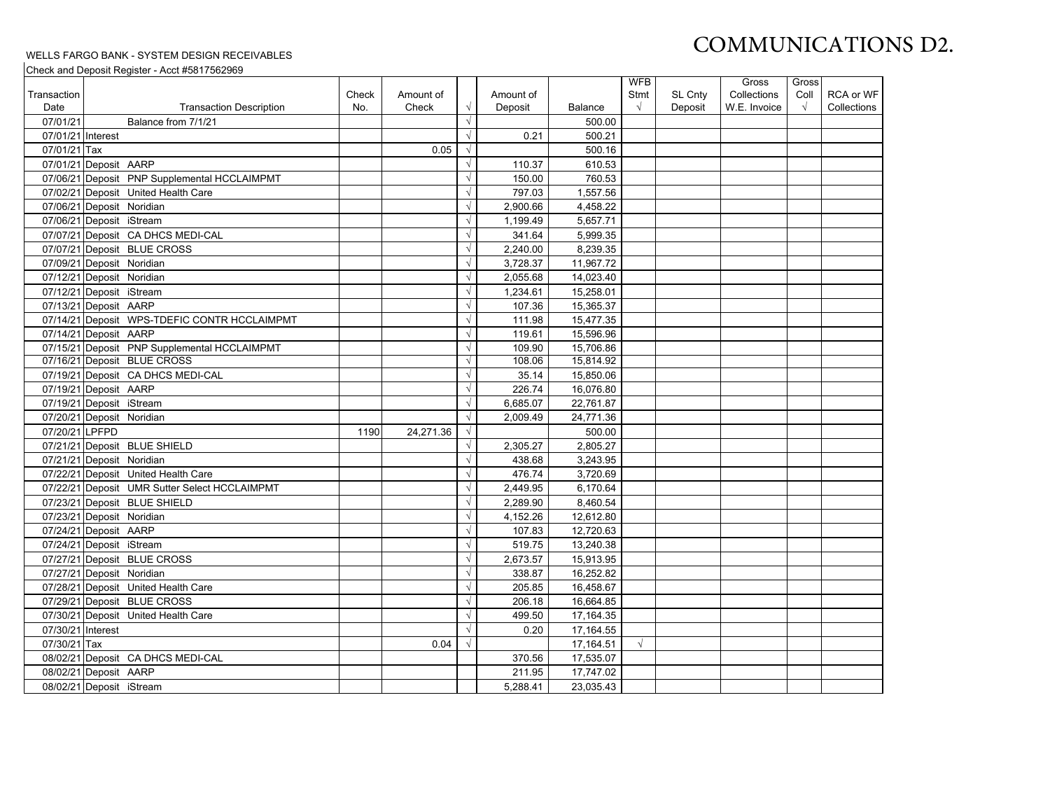# COMMUNICATIONS D2.

WELLS FARGO BANK - SYSTEM DESIGN RECEIVABLES

Check and Deposit Register - Acct #5817562969

| Transaction Date | Transaction Description | Check No. | Amount of Check | √ | Amount of Deposit | Balance | WFB Stmt √ | SL Cnty Deposit | Gross Collections W.E. Invoice | Gross Coll √ | RCA or WF Collections |
|---|---|---|---|---|---|---|---|---|---|---|---|
| 07/01/21 | Balance from 7/1/21 | | | √ | | 500.00 | | | | | |
| 07/01/21 | Interest | | | √ | 0.21 | 500.21 | | | | | |
| 07/01/21 | Tax | | 0.05 | √ | | 500.16 | | | | | |
| 07/01/21 | Deposit AARP | | | √ | 110.37 | 610.53 | | | | | |
| 07/06/21 | Deposit PNP Supplemental HCCLAIMPMT | | | √ | 150.00 | 760.53 | | | | | |
| 07/02/21 | Deposit United Health Care | | | √ | 797.03 | 1,557.56 | | | | | |
| 07/06/21 | Deposit Noridian | | | √ | 2,900.66 | 4,458.22 | | | | | |
| 07/06/21 | Deposit iStream | | | √ | 1,199.49 | 5,657.71 | | | | | |
| 07/07/21 | Deposit CA DHCS MEDI-CAL | | | √ | 341.64 | 5,999.35 | | | | | |
| 07/07/21 | Deposit BLUE CROSS | | | √ | 2,240.00 | 8,239.35 | | | | | |
| 07/09/21 | Deposit Noridian | | | √ | 3,728.37 | 11,967.72 | | | | | |
| 07/12/21 | Deposit Noridian | | | √ | 2,055.68 | 14,023.40 | | | | | |
| 07/12/21 | Deposit iStream | | | √ | 1,234.61 | 15,258.01 | | | | | |
| 07/13/21 | Deposit AARP | | | √ | 107.36 | 15,365.37 | | | | | |
| 07/14/21 | Deposit WPS-TDEFIC CONTR HCCLAIMPMT | | | √ | 111.98 | 15,477.35 | | | | | |
| 07/14/21 | Deposit AARP | | | √ | 119.61 | 15,596.96 | | | | | |
| 07/15/21 | Deposit PNP Supplemental HCCLAIMPMT | | | √ | 109.90 | 15,706.86 | | | | | |
| 07/16/21 | Deposit BLUE CROSS | | | √ | 108.06 | 15,814.92 | | | | | |
| 07/19/21 | Deposit CA DHCS MEDI-CAL | | | √ | 35.14 | 15,850.06 | | | | | |
| 07/19/21 | Deposit AARP | | | √ | 226.74 | 16,076.80 | | | | | |
| 07/19/21 | Deposit iStream | | | √ | 6,685.07 | 22,761.87 | | | | | |
| 07/20/21 | Deposit Noridian | | | √ | 2,009.49 | 24,771.36 | | | | | |
| 07/20/21 | LPFPD | 1190 | 24,271.36 | √ | | 500.00 | | | | | |
| 07/21/21 | Deposit BLUE SHIELD | | | √ | 2,305.27 | 2,805.27 | | | | | |
| 07/21/21 | Deposit Noridian | | | √ | 438.68 | 3,243.95 | | | | | |
| 07/22/21 | Deposit United Health Care | | | √ | 476.74 | 3,720.69 | | | | | |
| 07/22/21 | Deposit UMR Sutter Select HCCLAIMPMT | | | √ | 2,449.95 | 6,170.64 | | | | | |
| 07/23/21 | Deposit BLUE SHIELD | | | √ | 2,289.90 | 8,460.54 | | | | | |
| 07/23/21 | Deposit Noridian | | | √ | 4,152.26 | 12,612.80 | | | | | |
| 07/24/21 | Deposit AARP | | | √ | 107.83 | 12,720.63 | | | | | |
| 07/24/21 | Deposit iStream | | | √ | 519.75 | 13,240.38 | | | | | |
| 07/27/21 | Deposit BLUE CROSS | | | √ | 2,673.57 | 15,913.95 | | | | | |
| 07/27/21 | Deposit Noridian | | | √ | 338.87 | 16,252.82 | | | | | |
| 07/28/21 | Deposit United Health Care | | | √ | 205.85 | 16,458.67 | | | | | |
| 07/29/21 | Deposit BLUE CROSS | | | √ | 206.18 | 16,664.85 | | | | | |
| 07/30/21 | Deposit United Health Care | | | √ | 499.50 | 17,164.35 | | | | | |
| 07/30/21 | Interest | | | √ | 0.20 | 17,164.55 | | | | | |
| 07/30/21 | Tax | | 0.04 | √ | | 17,164.51 | √ | | | | |
| 08/02/21 | Deposit CA DHCS MEDI-CAL | | | | 370.56 | 17,535.07 | | | | | |
| 08/02/21 | Deposit AARP | | | | 211.95 | 17,747.02 | | | | | |
| 08/02/21 | Deposit iStream | | | | 5,288.41 | 23,035.43 | | | | | |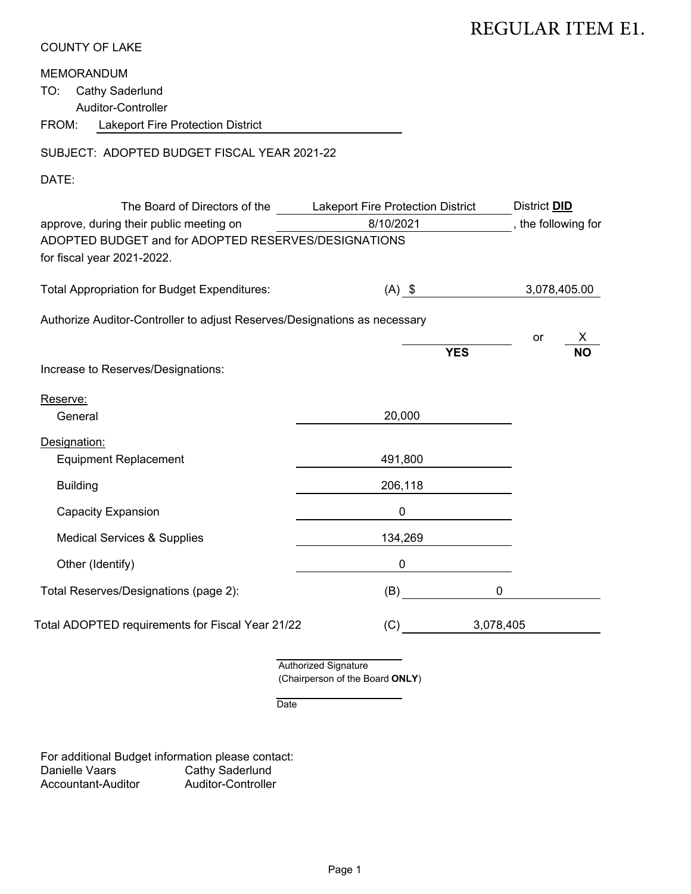REGULAR ITEM E1.

COUNTY OF LAKE

MEMORANDUM

TO: Cathy Saderlund
Auditor-Controller

FROM: Lakeport Fire Protection District

SUBJECT: ADOPTED BUDGET FISCAL YEAR 2021-22

DATE:

The Board of Directors of the Lakeport Fire Protection District District **DID** approve, during their public meeting on 8/10/2021, the following for ADOPTED BUDGET and for ADOPTED RESERVES/DESIGNATIONS for fiscal year 2021-2022.

Total Appropriation for Budget Expenditures: (A) $ 3,078,405.00

Authorize Auditor-Controller to adjust Reserves/Designations as necessary

_____ **YES** or X **NO**

Increase to Reserves/Designations:

| | |
|---|---|
| Reserve: | |
| General | 20,000 |
| Designation: | |
| Equipment Replacement | 491,800 |
| Building | 206,118 |
| Capacity Expansion | 0 |
| Medical Services & Supplies | 134,269 |
| Other (Identify) | 0 |

Total Reserves/Designations (page 2): (B) 0

Total ADOPTED requirements for Fiscal Year 21/22 (C) 3,078,405

_____________________
Authorized Signature
(Chairperson of the Board **ONLY**)

_____________________
Date

For additional Budget information please contact:

Danielle Vaars — Accountant-Auditor

Cathy Saderlund — Auditor-Controller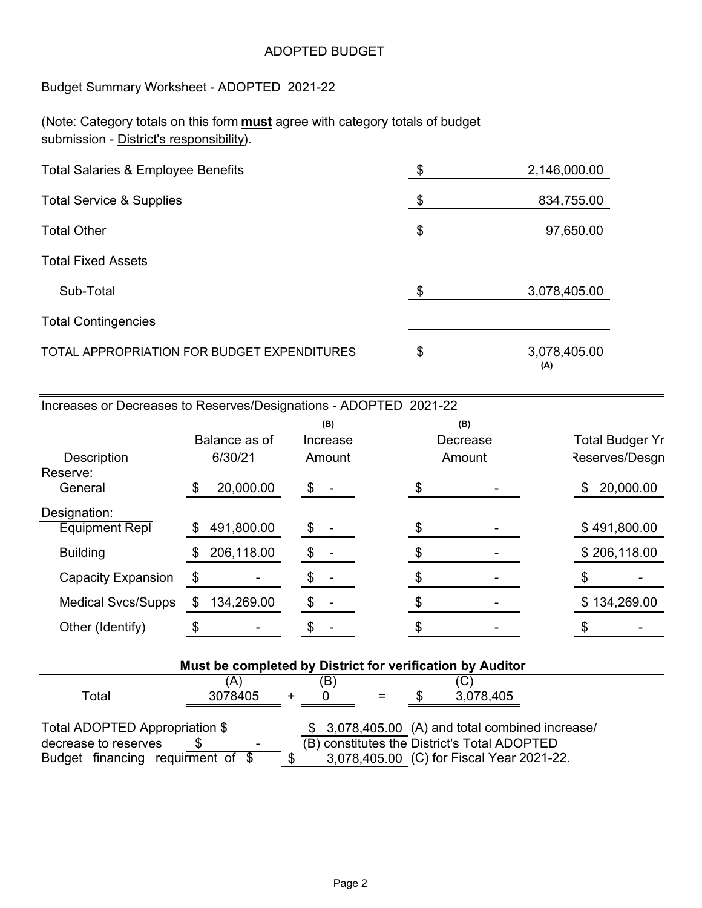ADOPTED BUDGET

Budget Summary Worksheet - ADOPTED 2021-22

(Note: Category totals on this form **must** agree with category totals of budget submission - District's responsibility).

| | | |
|---|---|---|
| Total Salaries & Employee Benefits | $ | 2,146,000.00 |
| Total Service & Supplies | $ | 834,755.00 |
| Total Other | $ | 97,650.00 |
| Total Fixed Assets | | |
| Sub-Total | $ | 3,078,405.00 |
| Total Contingencies | | |
| TOTAL APPROPRIATION FOR BUDGET EXPENDITURES | $ | 3,078,405.00 (A) |

Increases or Decreases to Reserves/Designations - ADOPTED 2021-22

| Description | Balance as of 6/30/21 | (B) Increase Amount | (B) Decrease Amount | Total Budger Yr Reserves/Desgn |
|---|---|---|---|---|
| **Reserve:** | | | | |
| General | $ 20,000.00 | $ - | $ - | $ 20,000.00 |
| **Designation:** | | | | |
| Equipment Repl | $ 491,800.00 | $ - | $ - | $ 491,800.00 |
| Building | $ 206,118.00 | $ - | $ - | $ 206,118.00 |
| Capacity Expansion | $ - | $ - | $ - | $ - |
| Medical Svcs/Supps | $ 134,269.00 | $ - | $ - | $ 134,269.00 |
| Other (Identify) | $ - | $ - | $ - | $ - |

**Must be completed by District for verification by Auditor**

| | (A) | | (B) | | (C) |
|---|---|---|---|---|---|
| Total | 3078405 | + | 0 | = | $ 3,078,405 |

Total ADOPTED Appropriation $ 3,078,405.00 (A) and total combined increase/ decrease to reserves $ - (B) constitutes the District's Total ADOPTED Budget financing requirment of $ 3,078,405.00 (C) for Fiscal Year 2021-22.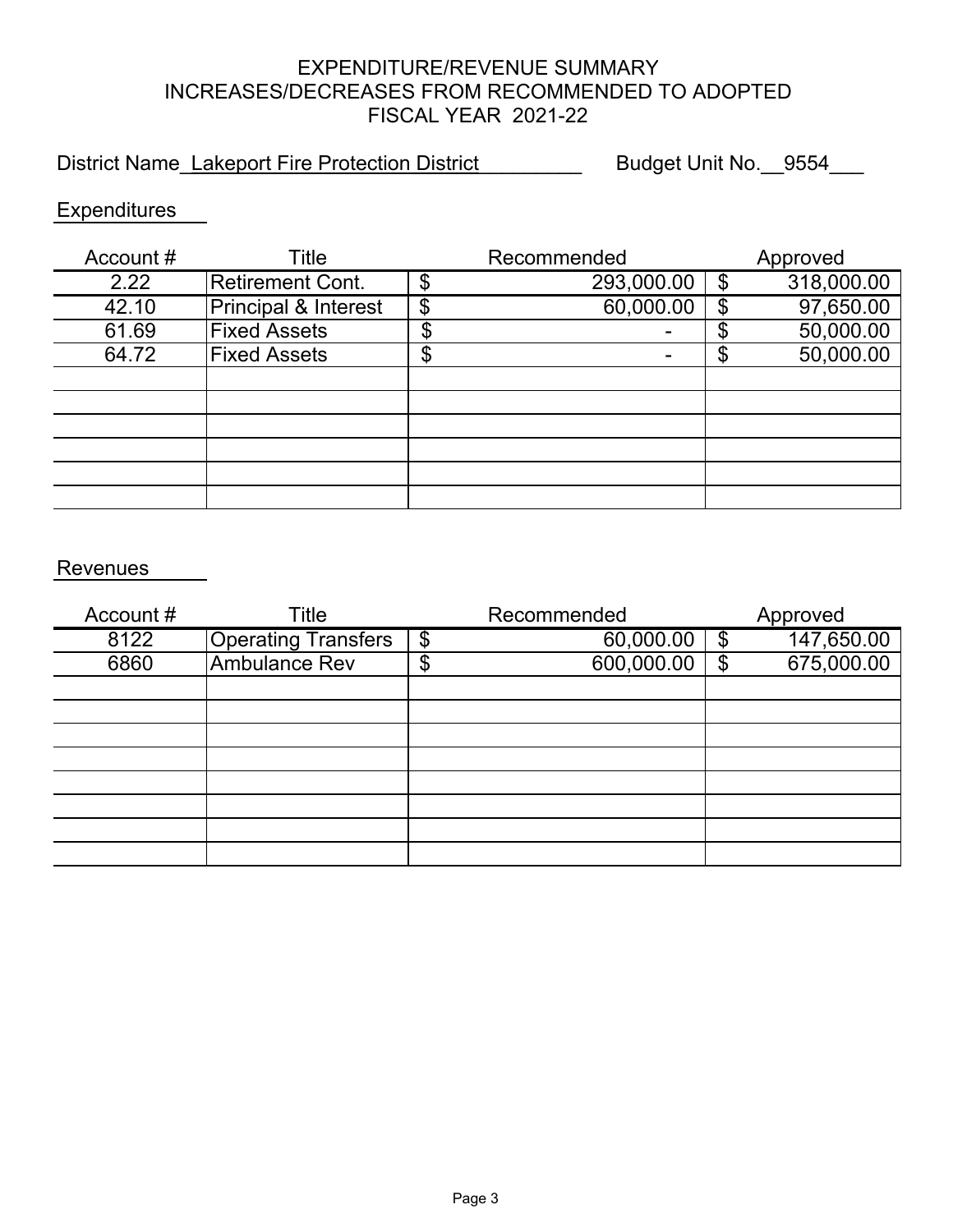# EXPENDITURE/REVENUE SUMMARY
# INCREASES/DECREASES FROM RECOMMENDED TO ADOPTED
# FISCAL YEAR 2021-22

District Name Lakeport Fire Protection District Budget Unit No. 9554

## Expenditures

| Account # | Title | Recommended | Approved |
|---|---|---|---|
| 2.22 | Retirement Cont. | $ 293,000.00 | $ 318,000.00 |
| 42.10 | Principal & Interest | $ 60,000.00 | $ 97,650.00 |
| 61.69 | Fixed Assets | $ - | $ 50,000.00 |
| 64.72 | Fixed Assets | $ - | $ 50,000.00 |
| | | | |
| | | | |
| | | | |
| | | | |
| | | | |
| | | | |

## Revenues

| Account # | Title | Recommended | Approved |
|---|---|---|---|
| 8122 | Operating Transfers | $ 60,000.00 | $ 147,650.00 |
| 6860 | Ambulance Rev | $ 600,000.00 | $ 675,000.00 |
| | | | |
| | | | |
| | | | |
| | | | |
| | | | |
| | | | |
| | | | |
| | | | |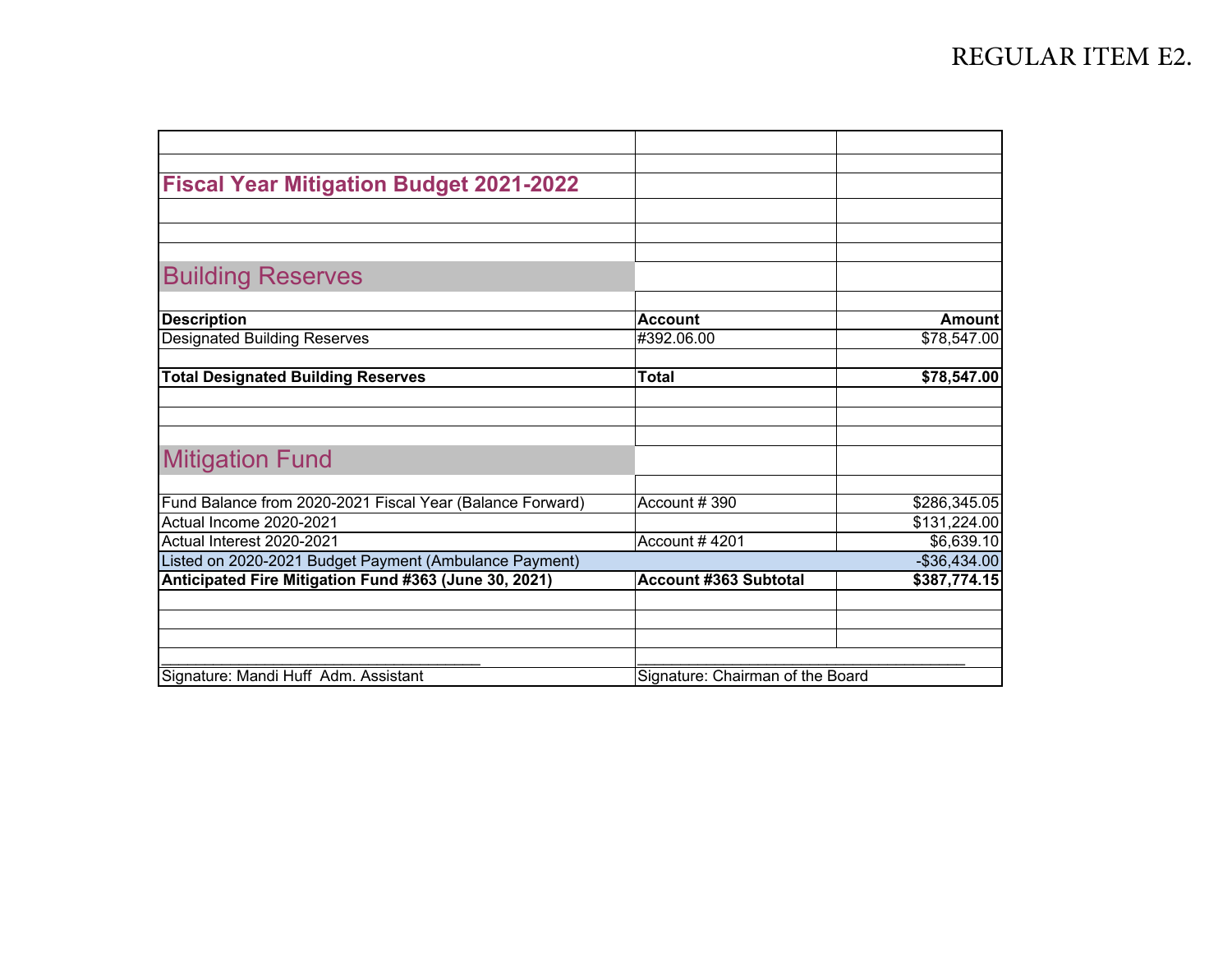REGULAR ITEM E2.

# Fiscal Year Mitigation Budget 2021-2022

## Building Reserves

| Description | Account | Amount |
|---|---|---|
| Designated Building Reserves | #392.06.00 | $78,547.00 |
| | | |
| **Total Designated Building Reserves** | **Total** | **$78,547.00** |

## Mitigation Fund

| | | |
|---|---|---|
| Fund Balance from 2020-2021 Fiscal Year (Balance Forward) | Account # 390 | $286,345.05 |
| Actual Income 2020-2021 | | $131,224.00 |
| Actual Interest 2020-2021 | Account # 4201 | $6,639.10 |
| Listed on 2020-2021 Budget Payment (Ambulance Payment) | | -$36,434.00 |
| **Anticipated Fire Mitigation Fund #363 (June 30, 2021)** | **Account #363 Subtotal** | **$387,774.15** |

| | |
|---|---|
| ____________________________________ | ____________________________________ |
| Signature: Mandi Huff Adm. Assistant | Signature: Chairman of the Board |